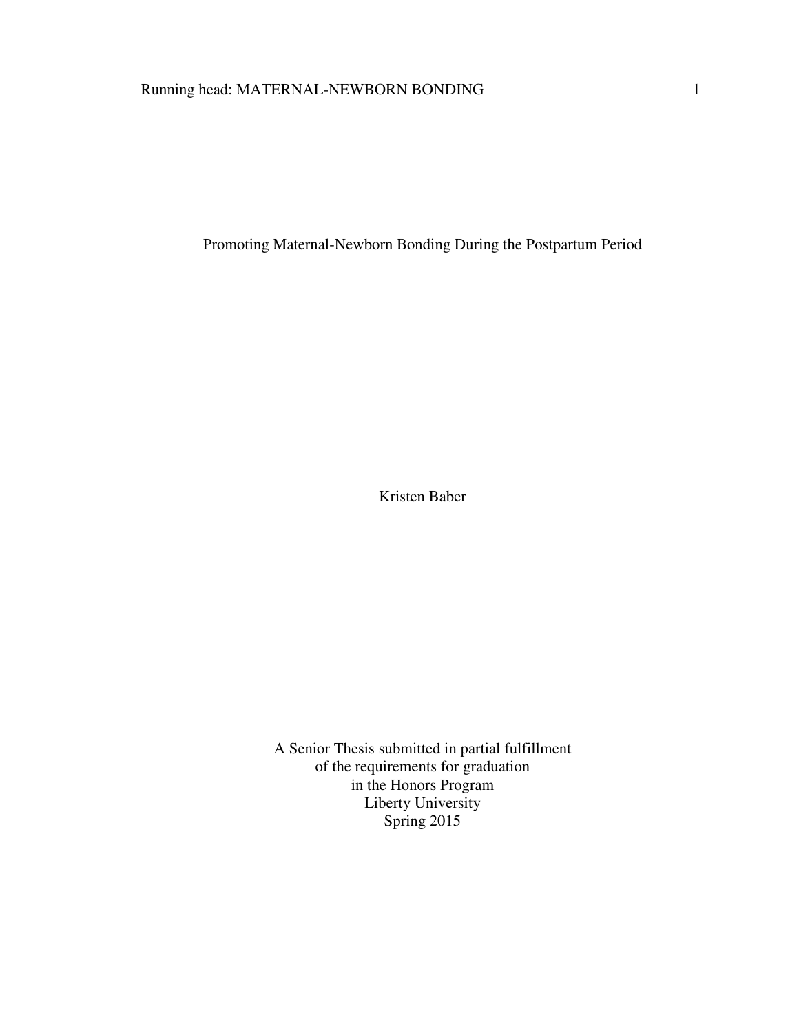# Promoting Maternal-Newborn Bonding During the Postpartum Period

Kristen Baber

A Senior Thesis submitted in partial fulfillment
of the requirements for graduation
in the Honors Program
Liberty University
Spring 2015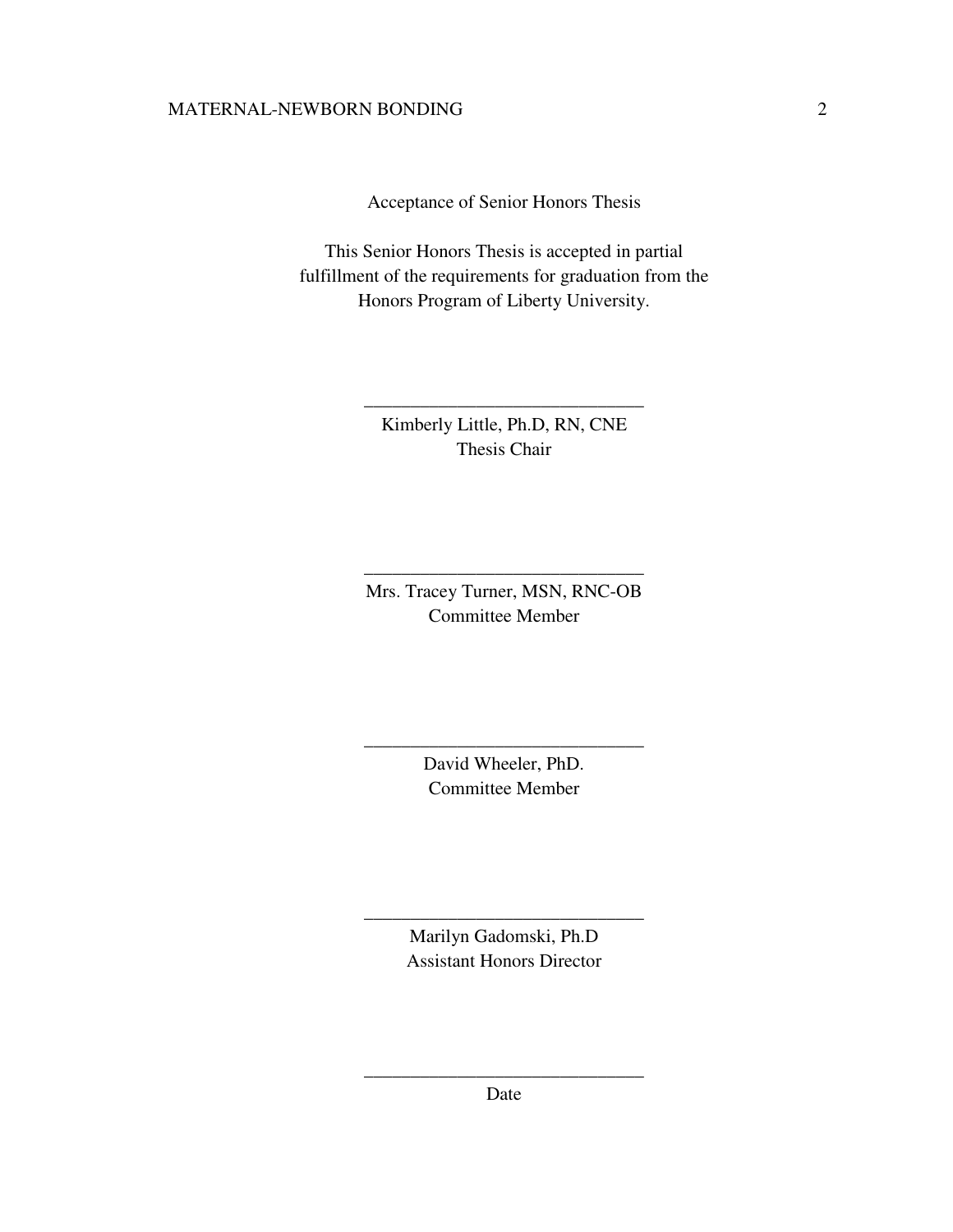Acceptance of Senior Honors Thesis

This Senior Honors Thesis is accepted in partial fulfillment of the requirements for graduation from the Honors Program of Liberty University.

______________________________
Kimberly Little, Ph.D, RN, CNE
Thesis Chair

______________________________
Mrs. Tracey Turner, MSN, RNC-OB
Committee Member

______________________________
David Wheeler, PhD.
Committee Member

______________________________
Marilyn Gadomski, Ph.D
Assistant Honors Director

______________________________
Date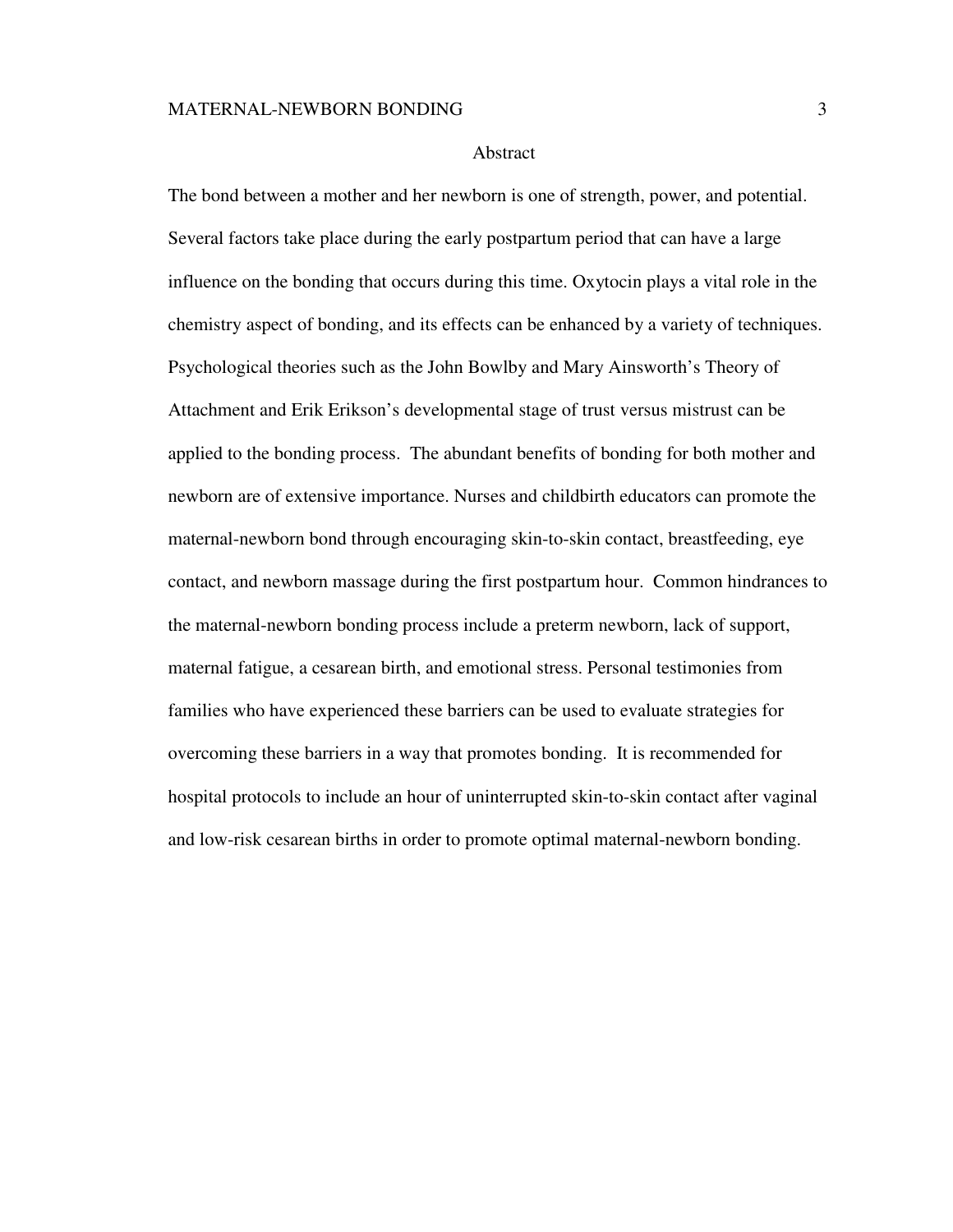# Abstract

The bond between a mother and her newborn is one of strength, power, and potential. Several factors take place during the early postpartum period that can have a large influence on the bonding that occurs during this time. Oxytocin plays a vital role in the chemistry aspect of bonding, and its effects can be enhanced by a variety of techniques. Psychological theories such as the John Bowlby and Mary Ainsworth's Theory of Attachment and Erik Erikson's developmental stage of trust versus mistrust can be applied to the bonding process. The abundant benefits of bonding for both mother and newborn are of extensive importance. Nurses and childbirth educators can promote the maternal-newborn bond through encouraging skin-to-skin contact, breastfeeding, eye contact, and newborn massage during the first postpartum hour. Common hindrances to the maternal-newborn bonding process include a preterm newborn, lack of support, maternal fatigue, a cesarean birth, and emotional stress. Personal testimonies from families who have experienced these barriers can be used to evaluate strategies for overcoming these barriers in a way that promotes bonding. It is recommended for hospital protocols to include an hour of uninterrupted skin-to-skin contact after vaginal and low-risk cesarean births in order to promote optimal maternal-newborn bonding.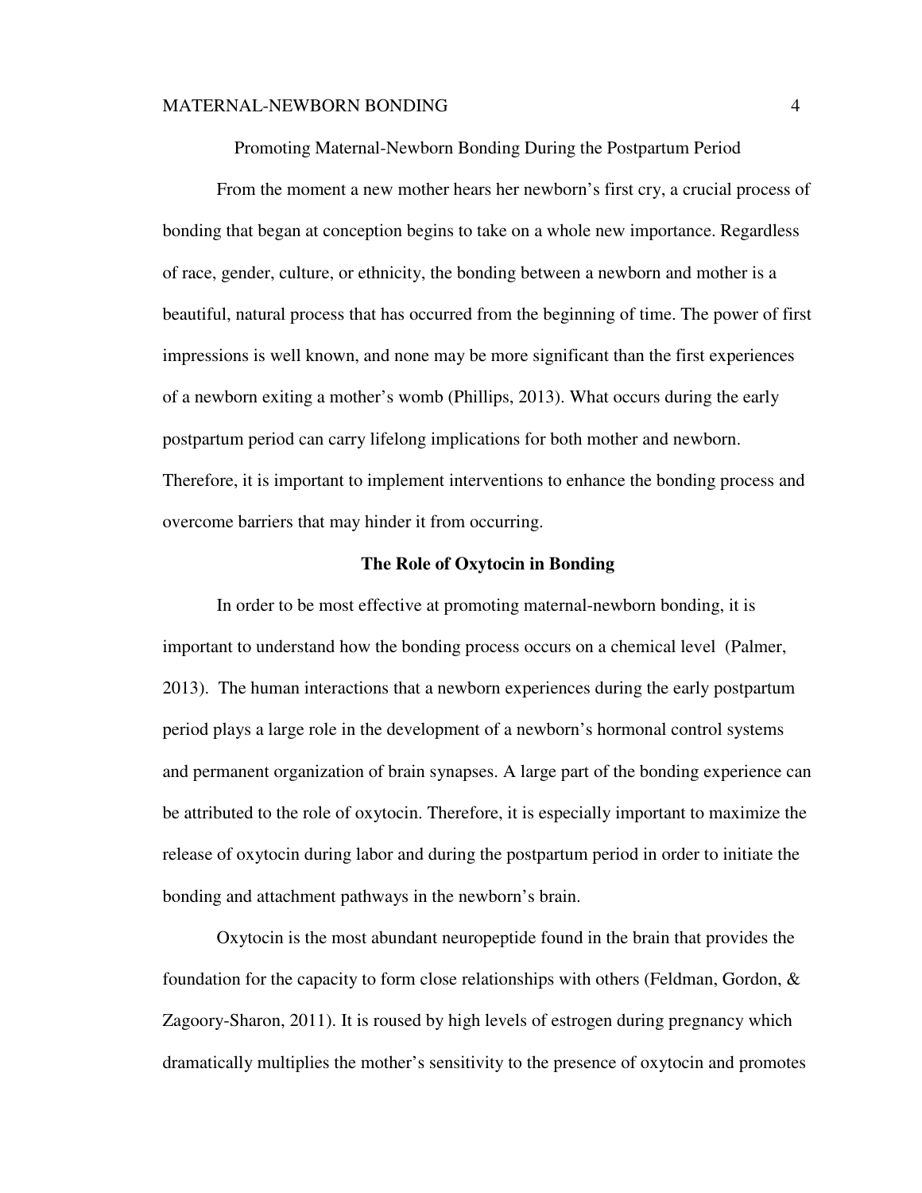# Promoting Maternal-Newborn Bonding During the Postpartum Period

From the moment a new mother hears her newborn's first cry, a crucial process of bonding that began at conception begins to take on a whole new importance. Regardless of race, gender, culture, or ethnicity, the bonding between a newborn and mother is a beautiful, natural process that has occurred from the beginning of time. The power of first impressions is well known, and none may be more significant than the first experiences of a newborn exiting a mother's womb (Phillips, 2013). What occurs during the early postpartum period can carry lifelong implications for both mother and newborn. Therefore, it is important to implement interventions to enhance the bonding process and overcome barriers that may hinder it from occurring.

## The Role of Oxytocin in Bonding

In order to be most effective at promoting maternal-newborn bonding, it is important to understand how the bonding process occurs on a chemical level (Palmer, 2013). The human interactions that a newborn experiences during the early postpartum period plays a large role in the development of a newborn's hormonal control systems and permanent organization of brain synapses. A large part of the bonding experience can be attributed to the role of oxytocin. Therefore, it is especially important to maximize the release of oxytocin during labor and during the postpartum period in order to initiate the bonding and attachment pathways in the newborn's brain.

Oxytocin is the most abundant neuropeptide found in the brain that provides the foundation for the capacity to form close relationships with others (Feldman, Gordon, & Zagoory-Sharon, 2011). It is roused by high levels of estrogen during pregnancy which dramatically multiplies the mother's sensitivity to the presence of oxytocin and promotes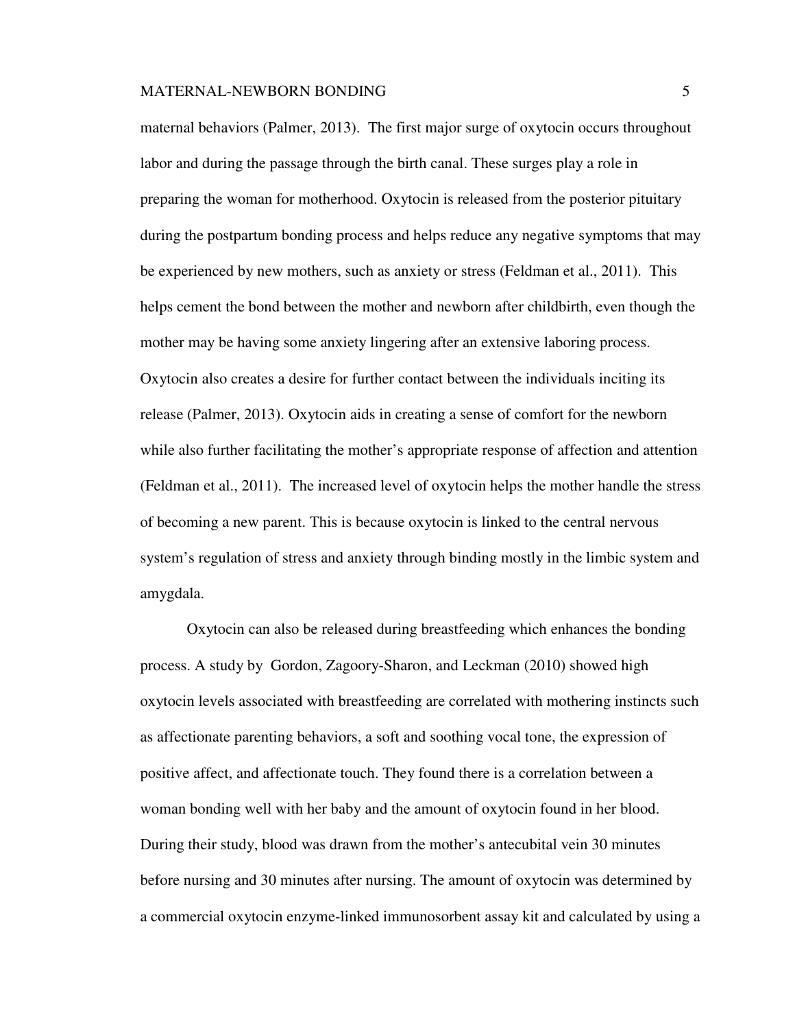maternal behaviors (Palmer, 2013). The first major surge of oxytocin occurs throughout labor and during the passage through the birth canal. These surges play a role in preparing the woman for motherhood. Oxytocin is released from the posterior pituitary during the postpartum bonding process and helps reduce any negative symptoms that may be experienced by new mothers, such as anxiety or stress (Feldman et al., 2011). This helps cement the bond between the mother and newborn after childbirth, even though the mother may be having some anxiety lingering after an extensive laboring process. Oxytocin also creates a desire for further contact between the individuals inciting its release (Palmer, 2013). Oxytocin aids in creating a sense of comfort for the newborn while also further facilitating the mother's appropriate response of affection and attention (Feldman et al., 2011). The increased level of oxytocin helps the mother handle the stress of becoming a new parent. This is because oxytocin is linked to the central nervous system's regulation of stress and anxiety through binding mostly in the limbic system and amygdala.

Oxytocin can also be released during breastfeeding which enhances the bonding process. A study by Gordon, Zagoory-Sharon, and Leckman (2010) showed high oxytocin levels associated with breastfeeding are correlated with mothering instincts such as affectionate parenting behaviors, a soft and soothing vocal tone, the expression of positive affect, and affectionate touch. They found there is a correlation between a woman bonding well with her baby and the amount of oxytocin found in her blood. During their study, blood was drawn from the mother's antecubital vein 30 minutes before nursing and 30 minutes after nursing. The amount of oxytocin was determined by a commercial oxytocin enzyme-linked immunosorbent assay kit and calculated by using a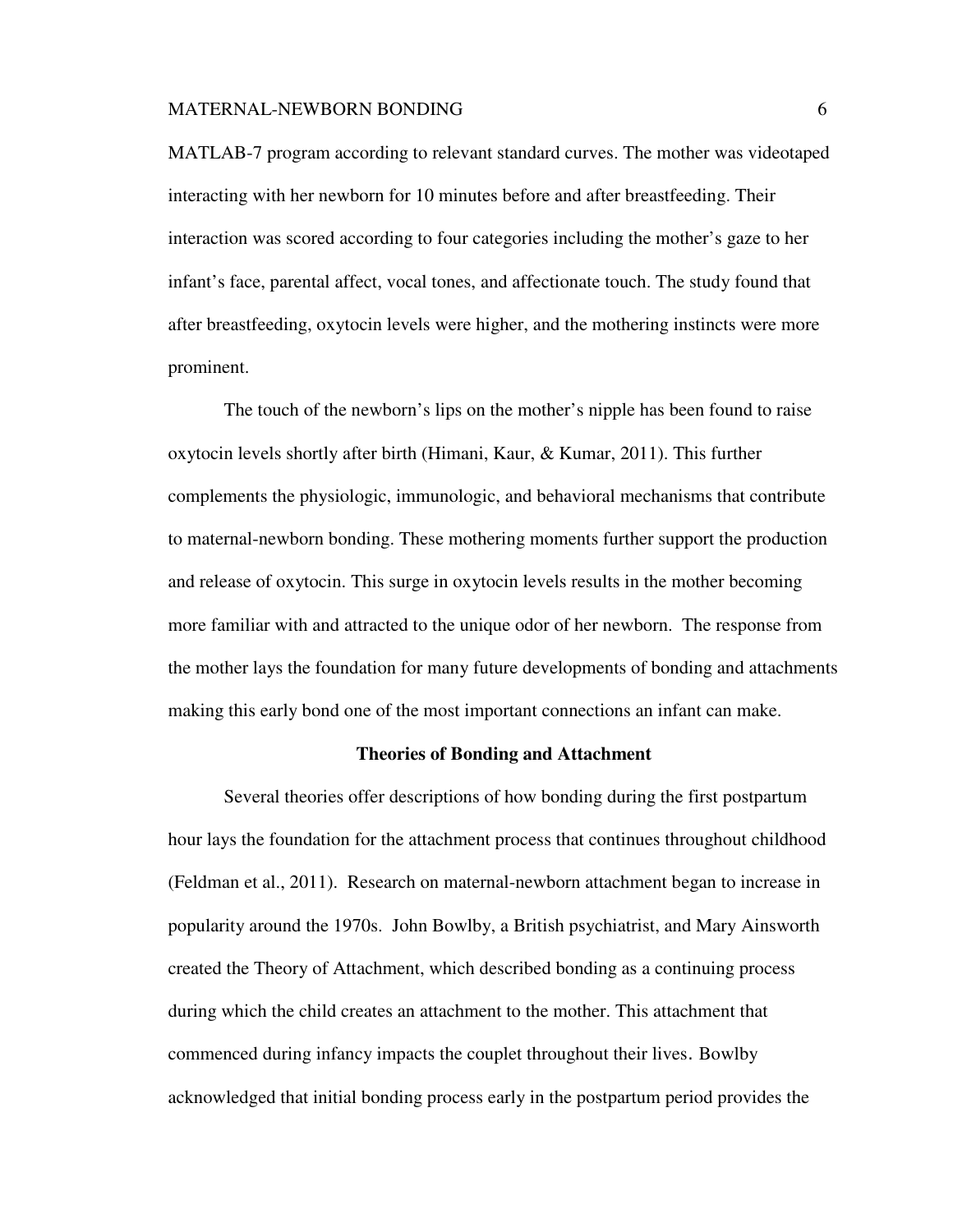MATLAB-7 program according to relevant standard curves. The mother was videotaped interacting with her newborn for 10 minutes before and after breastfeeding. Their interaction was scored according to four categories including the mother's gaze to her infant's face, parental affect, vocal tones, and affectionate touch. The study found that after breastfeeding, oxytocin levels were higher, and the mothering instincts were more prominent.

The touch of the newborn's lips on the mother's nipple has been found to raise oxytocin levels shortly after birth (Himani, Kaur, & Kumar, 2011). This further complements the physiologic, immunologic, and behavioral mechanisms that contribute to maternal-newborn bonding. These mothering moments further support the production and release of oxytocin. This surge in oxytocin levels results in the mother becoming more familiar with and attracted to the unique odor of her newborn. The response from the mother lays the foundation for many future developments of bonding and attachments making this early bond one of the most important connections an infant can make.

## Theories of Bonding and Attachment

Several theories offer descriptions of how bonding during the first postpartum hour lays the foundation for the attachment process that continues throughout childhood (Feldman et al., 2011). Research on maternal-newborn attachment began to increase in popularity around the 1970s. John Bowlby, a British psychiatrist, and Mary Ainsworth created the Theory of Attachment, which described bonding as a continuing process during which the child creates an attachment to the mother. This attachment that commenced during infancy impacts the couplet throughout their lives. Bowlby acknowledged that initial bonding process early in the postpartum period provides the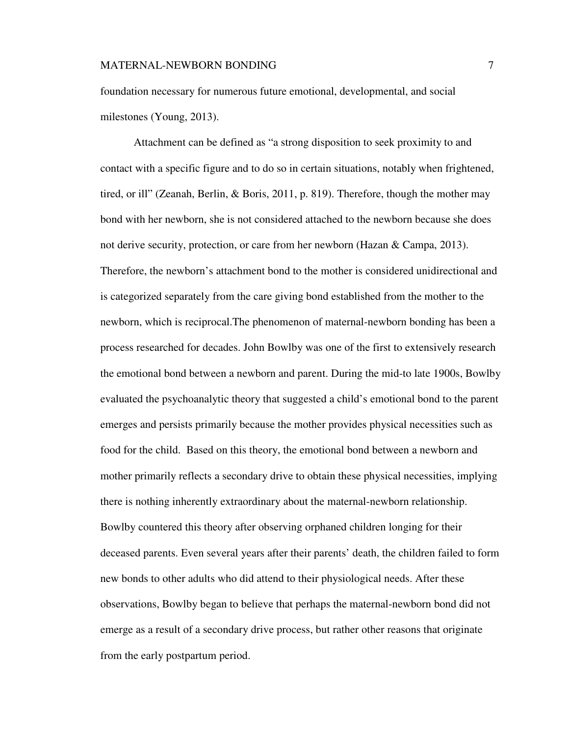foundation necessary for numerous future emotional, developmental, and social milestones (Young, 2013).

Attachment can be defined as “a strong disposition to seek proximity to and contact with a specific figure and to do so in certain situations, notably when frightened, tired, or ill” (Zeanah, Berlin, & Boris, 2011, p. 819). Therefore, though the mother may bond with her newborn, she is not considered attached to the newborn because she does not derive security, protection, or care from her newborn (Hazan & Campa, 2013). Therefore, the newborn’s attachment bond to the mother is considered unidirectional and is categorized separately from the care giving bond established from the mother to the newborn, which is reciprocal.The phenomenon of maternal-newborn bonding has been a process researched for decades. John Bowlby was one of the first to extensively research the emotional bond between a newborn and parent. During the mid-to late 1900s, Bowlby evaluated the psychoanalytic theory that suggested a child’s emotional bond to the parent emerges and persists primarily because the mother provides physical necessities such as food for the child. Based on this theory, the emotional bond between a newborn and mother primarily reflects a secondary drive to obtain these physical necessities, implying there is nothing inherently extraordinary about the maternal-newborn relationship. Bowlby countered this theory after observing orphaned children longing for their deceased parents. Even several years after their parents’ death, the children failed to form new bonds to other adults who did attend to their physiological needs. After these observations, Bowlby began to believe that perhaps the maternal-newborn bond did not emerge as a result of a secondary drive process, but rather other reasons that originate from the early postpartum period.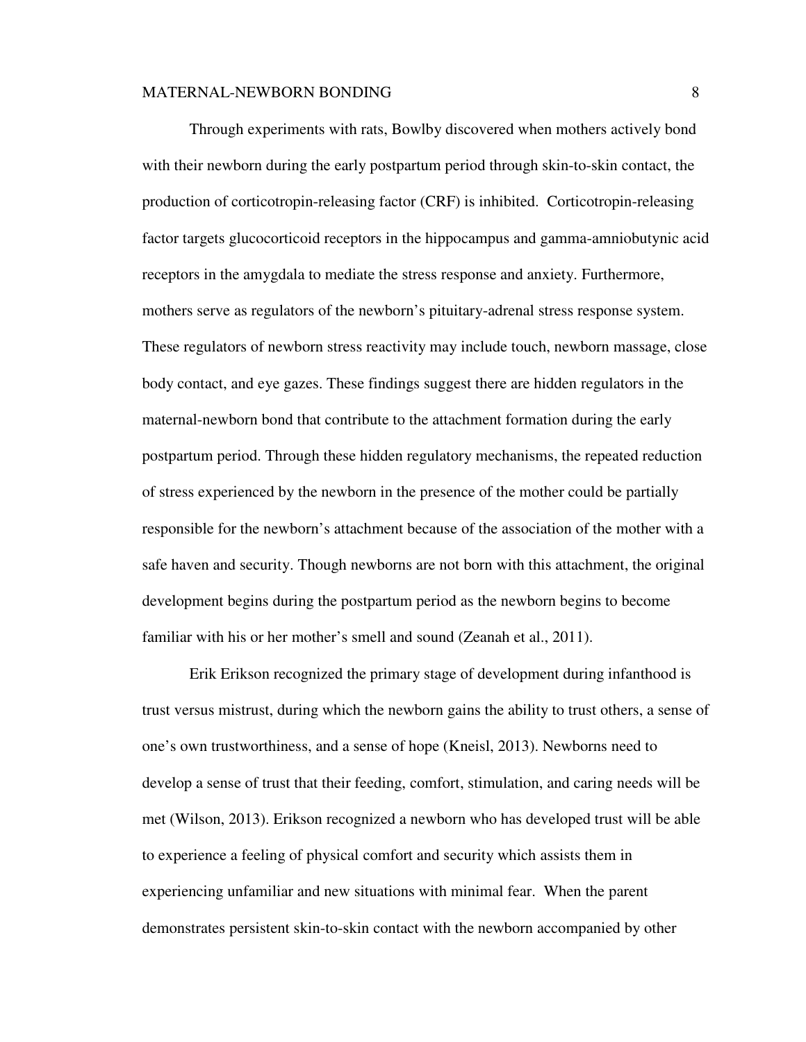Through experiments with rats, Bowlby discovered when mothers actively bond with their newborn during the early postpartum period through skin-to-skin contact, the production of corticotropin-releasing factor (CRF) is inhibited. Corticotropin-releasing factor targets glucocorticoid receptors in the hippocampus and gamma-amniobutynic acid receptors in the amygdala to mediate the stress response and anxiety. Furthermore, mothers serve as regulators of the newborn's pituitary-adrenal stress response system. These regulators of newborn stress reactivity may include touch, newborn massage, close body contact, and eye gazes. These findings suggest there are hidden regulators in the maternal-newborn bond that contribute to the attachment formation during the early postpartum period. Through these hidden regulatory mechanisms, the repeated reduction of stress experienced by the newborn in the presence of the mother could be partially responsible for the newborn's attachment because of the association of the mother with a safe haven and security. Though newborns are not born with this attachment, the original development begins during the postpartum period as the newborn begins to become familiar with his or her mother's smell and sound (Zeanah et al., 2011).

Erik Erikson recognized the primary stage of development during infanthood is trust versus mistrust, during which the newborn gains the ability to trust others, a sense of one's own trustworthiness, and a sense of hope (Kneisl, 2013). Newborns need to develop a sense of trust that their feeding, comfort, stimulation, and caring needs will be met (Wilson, 2013). Erikson recognized a newborn who has developed trust will be able to experience a feeling of physical comfort and security which assists them in experiencing unfamiliar and new situations with minimal fear. When the parent demonstrates persistent skin-to-skin contact with the newborn accompanied by other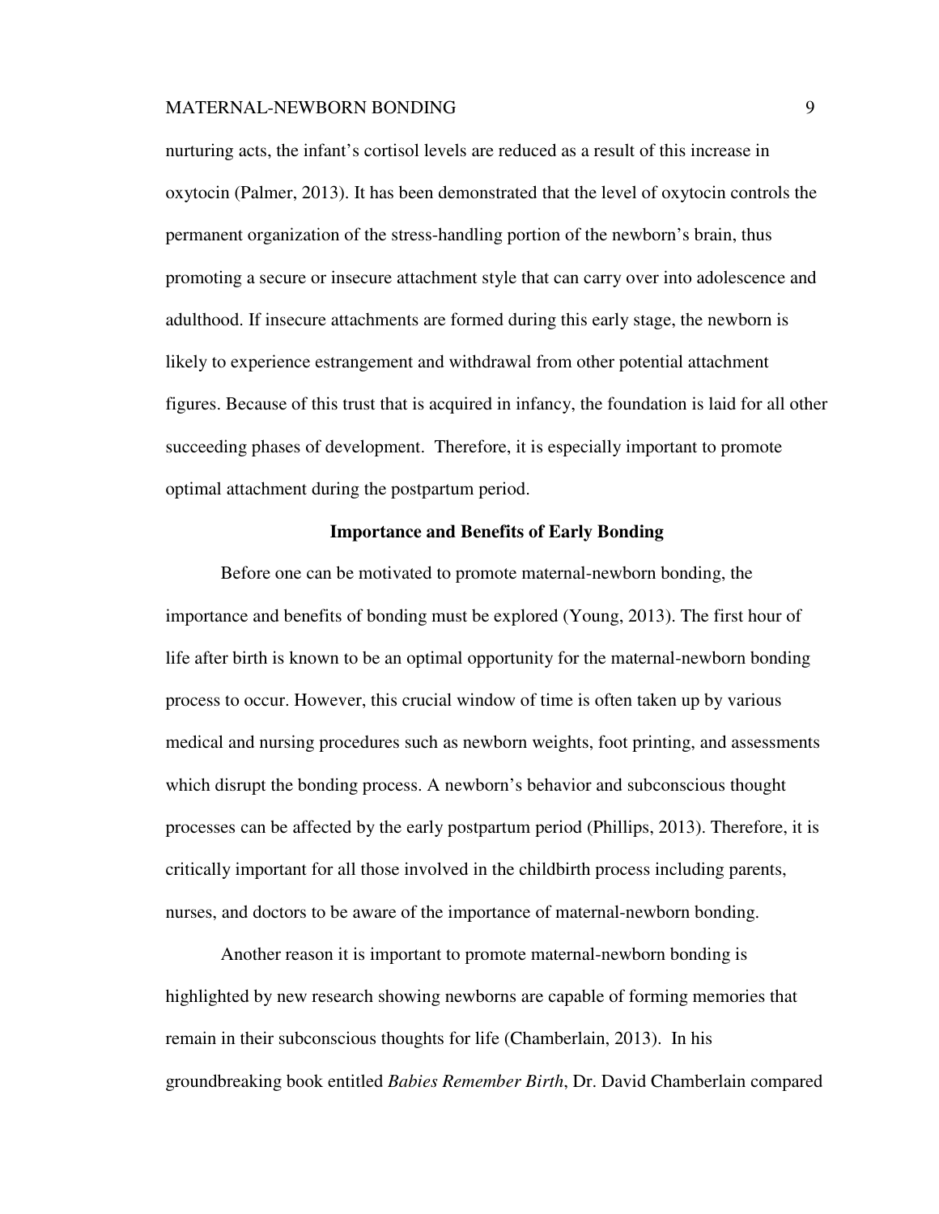nurturing acts, the infant's cortisol levels are reduced as a result of this increase in oxytocin (Palmer, 2013). It has been demonstrated that the level of oxytocin controls the permanent organization of the stress-handling portion of the newborn's brain, thus promoting a secure or insecure attachment style that can carry over into adolescence and adulthood. If insecure attachments are formed during this early stage, the newborn is likely to experience estrangement and withdrawal from other potential attachment figures. Because of this trust that is acquired in infancy, the foundation is laid for all other succeeding phases of development. Therefore, it is especially important to promote optimal attachment during the postpartum period.

## Importance and Benefits of Early Bonding

Before one can be motivated to promote maternal-newborn bonding, the importance and benefits of bonding must be explored (Young, 2013). The first hour of life after birth is known to be an optimal opportunity for the maternal-newborn bonding process to occur. However, this crucial window of time is often taken up by various medical and nursing procedures such as newborn weights, foot printing, and assessments which disrupt the bonding process. A newborn's behavior and subconscious thought processes can be affected by the early postpartum period (Phillips, 2013). Therefore, it is critically important for all those involved in the childbirth process including parents, nurses, and doctors to be aware of the importance of maternal-newborn bonding.

Another reason it is important to promote maternal-newborn bonding is highlighted by new research showing newborns are capable of forming memories that remain in their subconscious thoughts for life (Chamberlain, 2013). In his groundbreaking book entitled *Babies Remember Birth*, Dr. David Chamberlain compared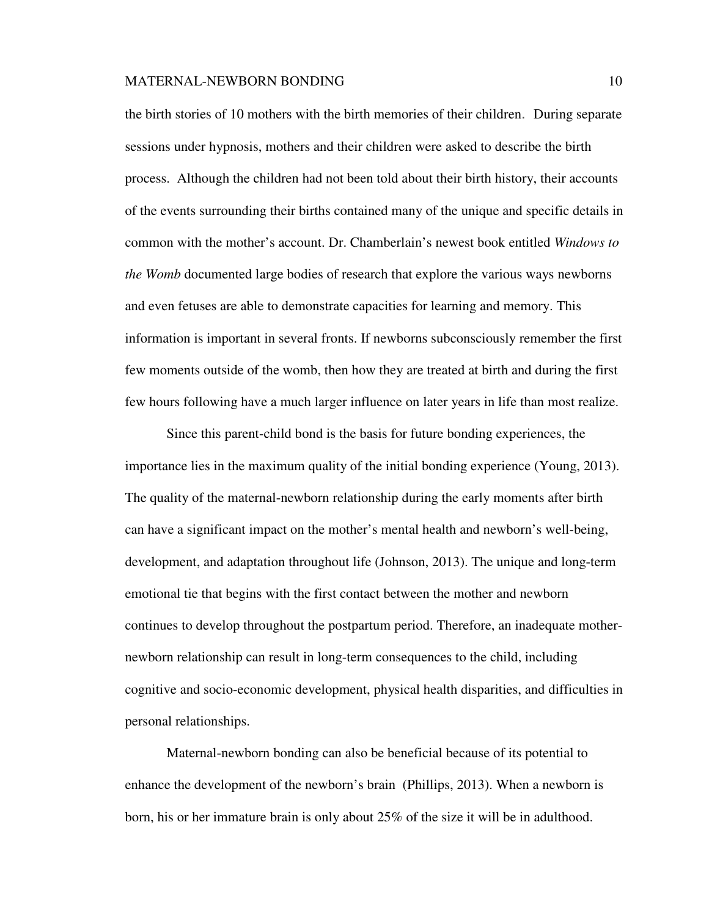the birth stories of 10 mothers with the birth memories of their children. During separate sessions under hypnosis, mothers and their children were asked to describe the birth process. Although the children had not been told about their birth history, their accounts of the events surrounding their births contained many of the unique and specific details in common with the mother's account. Dr. Chamberlain's newest book entitled *Windows to the Womb* documented large bodies of research that explore the various ways newborns and even fetuses are able to demonstrate capacities for learning and memory. This information is important in several fronts. If newborns subconsciously remember the first few moments outside of the womb, then how they are treated at birth and during the first few hours following have a much larger influence on later years in life than most realize.

Since this parent-child bond is the basis for future bonding experiences, the importance lies in the maximum quality of the initial bonding experience (Young, 2013). The quality of the maternal-newborn relationship during the early moments after birth can have a significant impact on the mother's mental health and newborn's well-being, development, and adaptation throughout life (Johnson, 2013). The unique and long-term emotional tie that begins with the first contact between the mother and newborn continues to develop throughout the postpartum period. Therefore, an inadequate mother-newborn relationship can result in long-term consequences to the child, including cognitive and socio-economic development, physical health disparities, and difficulties in personal relationships.

Maternal-newborn bonding can also be beneficial because of its potential to enhance the development of the newborn's brain (Phillips, 2013). When a newborn is born, his or her immature brain is only about 25% of the size it will be in adulthood.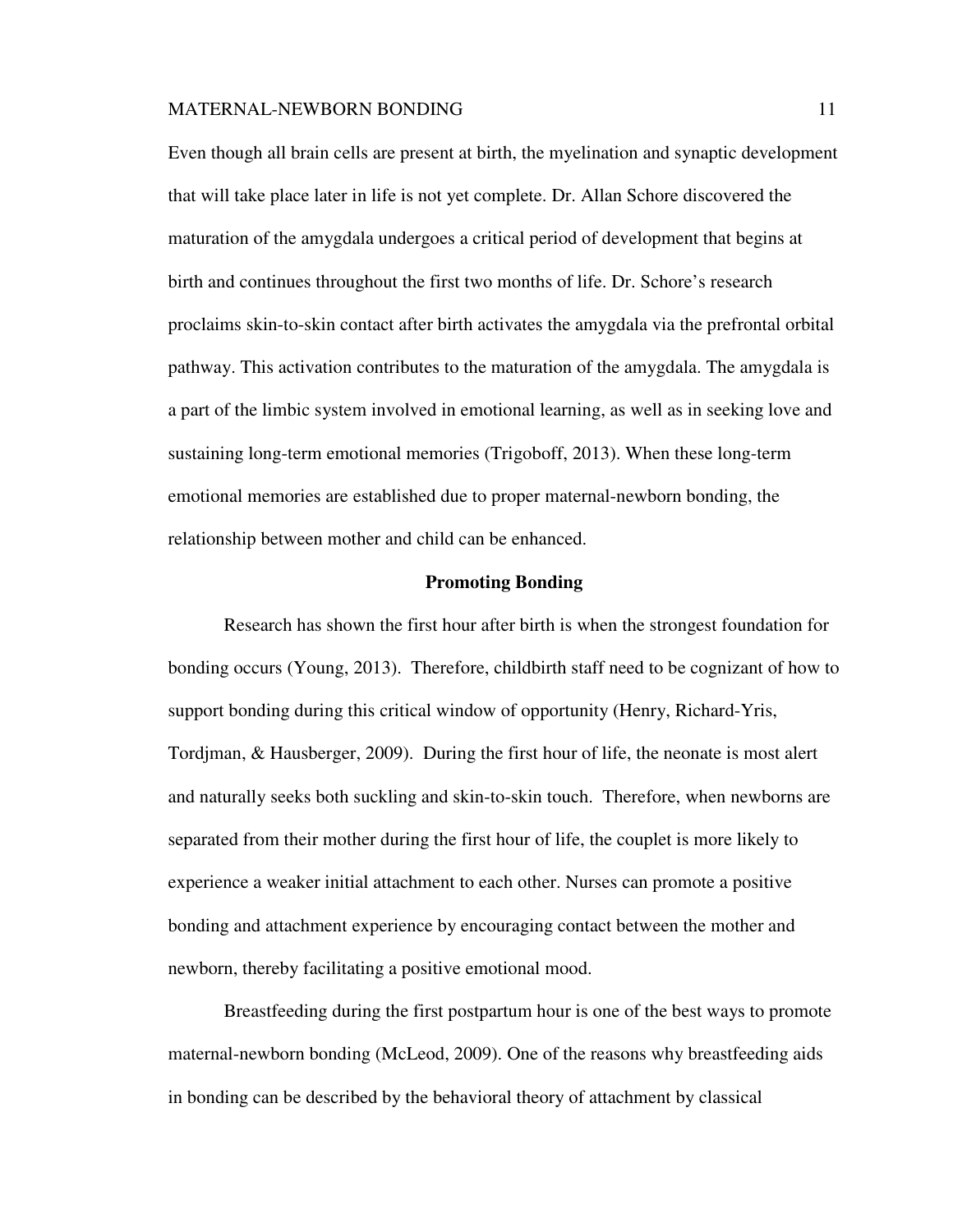Even though all brain cells are present at birth, the myelination and synaptic development that will take place later in life is not yet complete. Dr. Allan Schore discovered the maturation of the amygdala undergoes a critical period of development that begins at birth and continues throughout the first two months of life. Dr. Schore's research proclaims skin-to-skin contact after birth activates the amygdala via the prefrontal orbital pathway. This activation contributes to the maturation of the amygdala. The amygdala is a part of the limbic system involved in emotional learning, as well as in seeking love and sustaining long-term emotional memories (Trigoboff, 2013). When these long-term emotional memories are established due to proper maternal-newborn bonding, the relationship between mother and child can be enhanced.

## Promoting Bonding

Research has shown the first hour after birth is when the strongest foundation for bonding occurs (Young, 2013). Therefore, childbirth staff need to be cognizant of how to support bonding during this critical window of opportunity (Henry, Richard-Yris, Tordjman, & Hausberger, 2009). During the first hour of life, the neonate is most alert and naturally seeks both suckling and skin-to-skin touch. Therefore, when newborns are separated from their mother during the first hour of life, the couplet is more likely to experience a weaker initial attachment to each other. Nurses can promote a positive bonding and attachment experience by encouraging contact between the mother and newborn, thereby facilitating a positive emotional mood.

Breastfeeding during the first postpartum hour is one of the best ways to promote maternal-newborn bonding (McLeod, 2009). One of the reasons why breastfeeding aids in bonding can be described by the behavioral theory of attachment by classical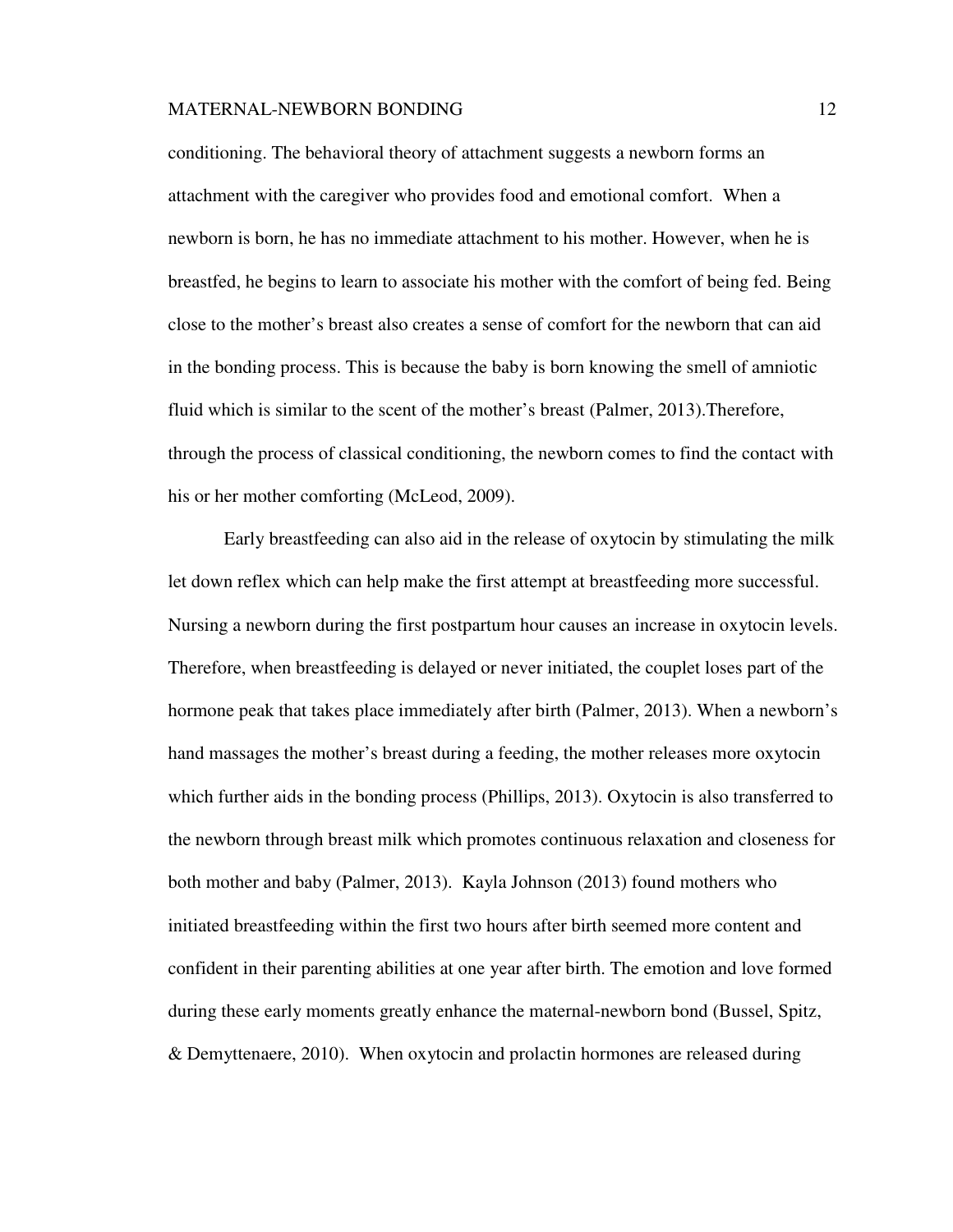conditioning. The behavioral theory of attachment suggests a newborn forms an attachment with the caregiver who provides food and emotional comfort. When a newborn is born, he has no immediate attachment to his mother. However, when he is breastfed, he begins to learn to associate his mother with the comfort of being fed. Being close to the mother's breast also creates a sense of comfort for the newborn that can aid in the bonding process. This is because the baby is born knowing the smell of amniotic fluid which is similar to the scent of the mother's breast (Palmer, 2013).Therefore, through the process of classical conditioning, the newborn comes to find the contact with his or her mother comforting (McLeod, 2009).

Early breastfeeding can also aid in the release of oxytocin by stimulating the milk let down reflex which can help make the first attempt at breastfeeding more successful. Nursing a newborn during the first postpartum hour causes an increase in oxytocin levels. Therefore, when breastfeeding is delayed or never initiated, the couplet loses part of the hormone peak that takes place immediately after birth (Palmer, 2013). When a newborn's hand massages the mother's breast during a feeding, the mother releases more oxytocin which further aids in the bonding process (Phillips, 2013). Oxytocin is also transferred to the newborn through breast milk which promotes continuous relaxation and closeness for both mother and baby (Palmer, 2013). Kayla Johnson (2013) found mothers who initiated breastfeeding within the first two hours after birth seemed more content and confident in their parenting abilities at one year after birth. The emotion and love formed during these early moments greatly enhance the maternal-newborn bond (Bussel, Spitz, & Demyttenaere, 2010). When oxytocin and prolactin hormones are released during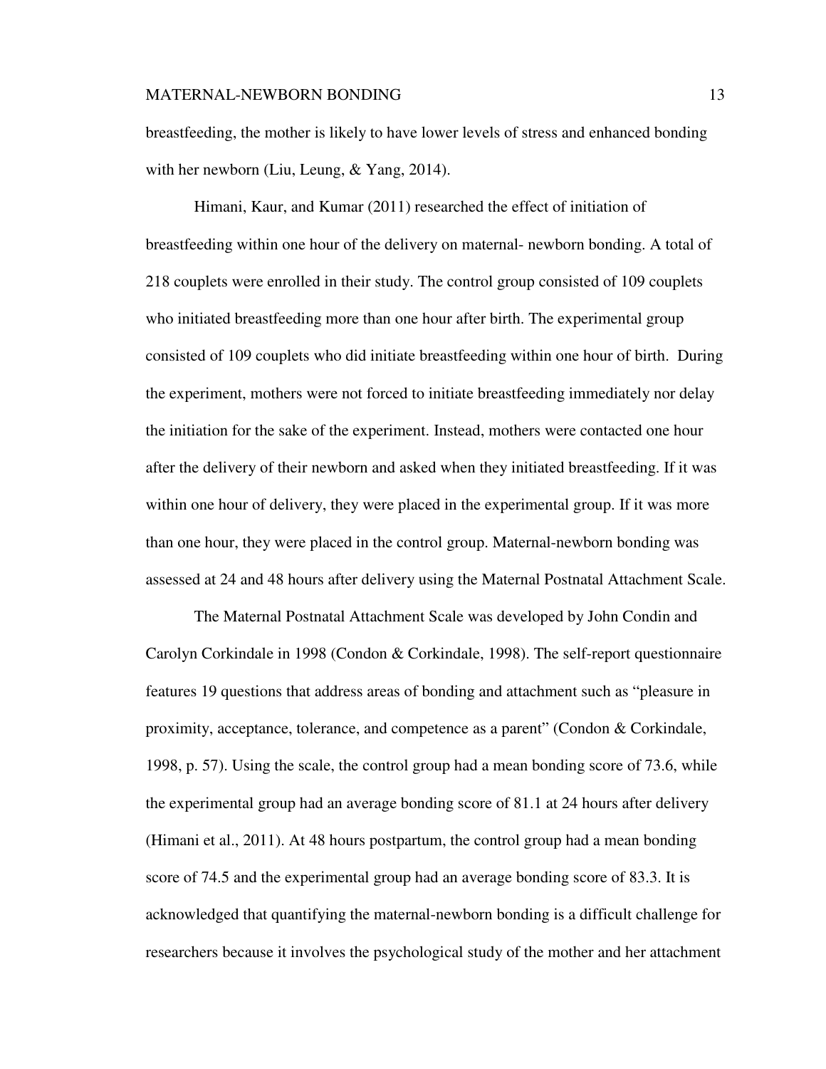breastfeeding, the mother is likely to have lower levels of stress and enhanced bonding with her newborn (Liu, Leung, & Yang, 2014).

Himani, Kaur, and Kumar (2011) researched the effect of initiation of breastfeeding within one hour of the delivery on maternal- newborn bonding. A total of 218 couplets were enrolled in their study. The control group consisted of 109 couplets who initiated breastfeeding more than one hour after birth. The experimental group consisted of 109 couplets who did initiate breastfeeding within one hour of birth. During the experiment, mothers were not forced to initiate breastfeeding immediately nor delay the initiation for the sake of the experiment. Instead, mothers were contacted one hour after the delivery of their newborn and asked when they initiated breastfeeding. If it was within one hour of delivery, they were placed in the experimental group. If it was more than one hour, they were placed in the control group. Maternal-newborn bonding was assessed at 24 and 48 hours after delivery using the Maternal Postnatal Attachment Scale.

The Maternal Postnatal Attachment Scale was developed by John Condin and Carolyn Corkindale in 1998 (Condon & Corkindale, 1998). The self-report questionnaire features 19 questions that address areas of bonding and attachment such as "pleasure in proximity, acceptance, tolerance, and competence as a parent" (Condon & Corkindale, 1998, p. 57). Using the scale, the control group had a mean bonding score of 73.6, while the experimental group had an average bonding score of 81.1 at 24 hours after delivery (Himani et al., 2011). At 48 hours postpartum, the control group had a mean bonding score of 74.5 and the experimental group had an average bonding score of 83.3. It is acknowledged that quantifying the maternal-newborn bonding is a difficult challenge for researchers because it involves the psychological study of the mother and her attachment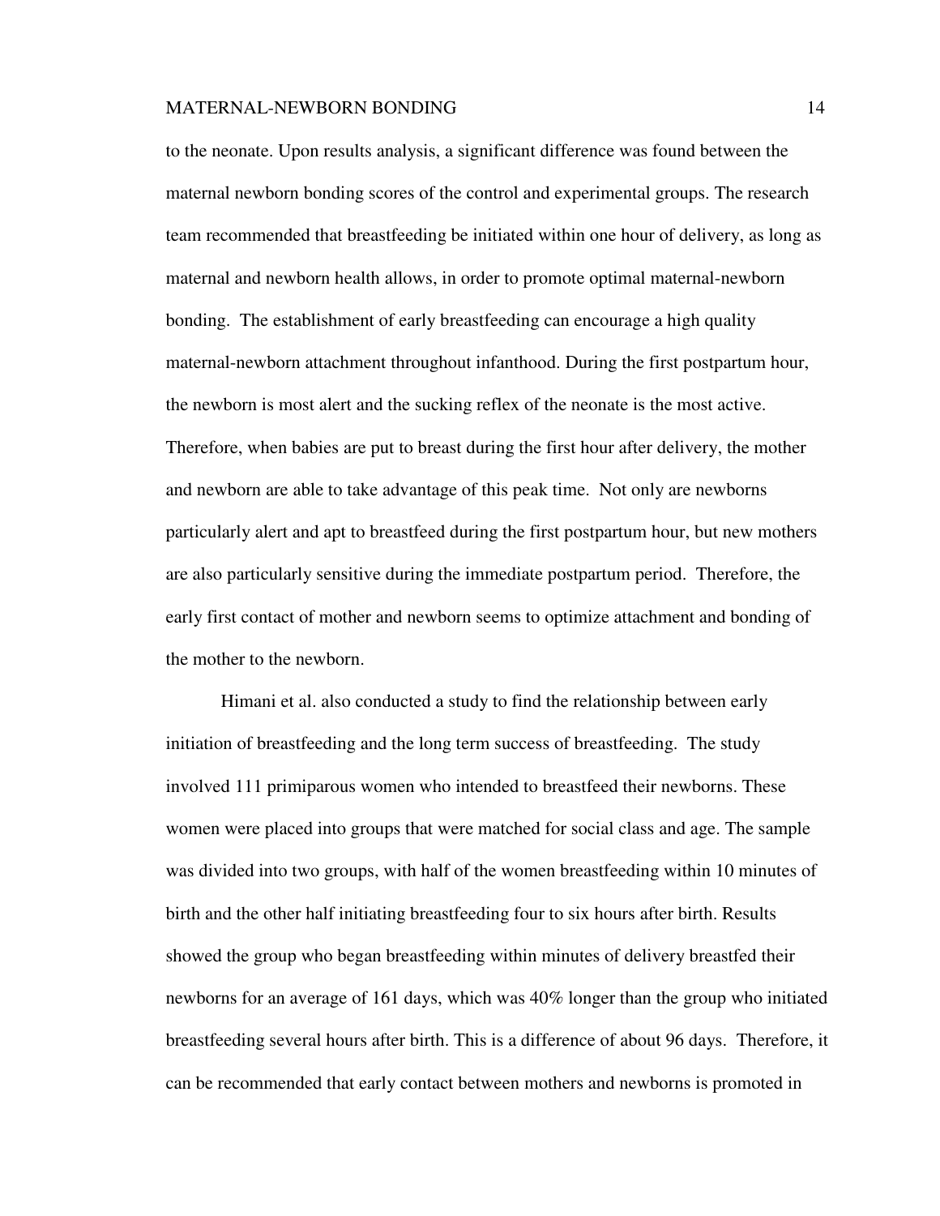to the neonate. Upon results analysis, a significant difference was found between the maternal newborn bonding scores of the control and experimental groups. The research team recommended that breastfeeding be initiated within one hour of delivery, as long as maternal and newborn health allows, in order to promote optimal maternal-newborn bonding. The establishment of early breastfeeding can encourage a high quality maternal-newborn attachment throughout infanthood. During the first postpartum hour, the newborn is most alert and the sucking reflex of the neonate is the most active. Therefore, when babies are put to breast during the first hour after delivery, the mother and newborn are able to take advantage of this peak time. Not only are newborns particularly alert and apt to breastfeed during the first postpartum hour, but new mothers are also particularly sensitive during the immediate postpartum period. Therefore, the early first contact of mother and newborn seems to optimize attachment and bonding of the mother to the newborn.

Himani et al. also conducted a study to find the relationship between early initiation of breastfeeding and the long term success of breastfeeding. The study involved 111 primiparous women who intended to breastfeed their newborns. These women were placed into groups that were matched for social class and age. The sample was divided into two groups, with half of the women breastfeeding within 10 minutes of birth and the other half initiating breastfeeding four to six hours after birth. Results showed the group who began breastfeeding within minutes of delivery breastfed their newborns for an average of 161 days, which was 40% longer than the group who initiated breastfeeding several hours after birth. This is a difference of about 96 days. Therefore, it can be recommended that early contact between mothers and newborns is promoted in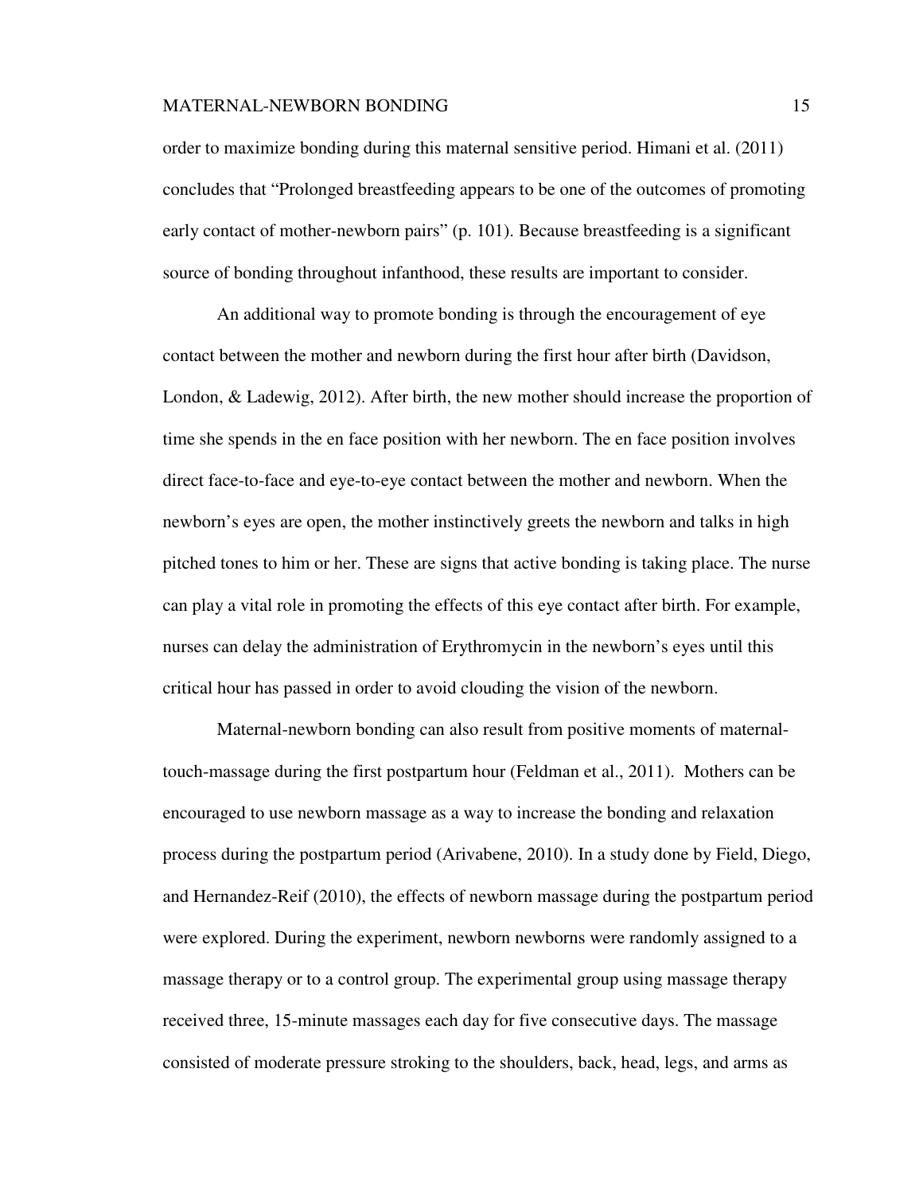order to maximize bonding during this maternal sensitive period. Himani et al. (2011) concludes that "Prolonged breastfeeding appears to be one of the outcomes of promoting early contact of mother-newborn pairs" (p. 101). Because breastfeeding is a significant source of bonding throughout infanthood, these results are important to consider.

An additional way to promote bonding is through the encouragement of eye contact between the mother and newborn during the first hour after birth (Davidson, London, & Ladewig, 2012). After birth, the new mother should increase the proportion of time she spends in the en face position with her newborn. The en face position involves direct face-to-face and eye-to-eye contact between the mother and newborn. When the newborn's eyes are open, the mother instinctively greets the newborn and talks in high pitched tones to him or her. These are signs that active bonding is taking place. The nurse can play a vital role in promoting the effects of this eye contact after birth. For example, nurses can delay the administration of Erythromycin in the newborn's eyes until this critical hour has passed in order to avoid clouding the vision of the newborn.

Maternal-newborn bonding can also result from positive moments of maternal-touch-massage during the first postpartum hour (Feldman et al., 2011). Mothers can be encouraged to use newborn massage as a way to increase the bonding and relaxation process during the postpartum period (Arivabene, 2010). In a study done by Field, Diego, and Hernandez-Reif (2010), the effects of newborn massage during the postpartum period were explored. During the experiment, newborn newborns were randomly assigned to a massage therapy or to a control group. The experimental group using massage therapy received three, 15-minute massages each day for five consecutive days. The massage consisted of moderate pressure stroking to the shoulders, back, head, legs, and arms as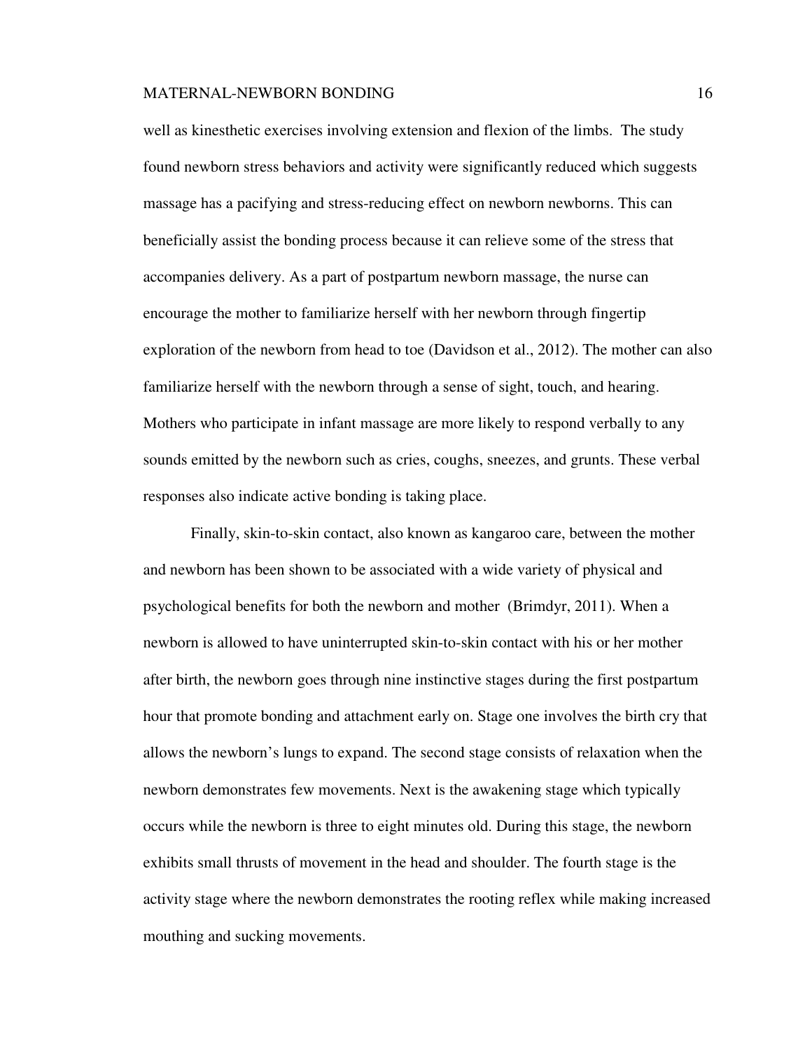well as kinesthetic exercises involving extension and flexion of the limbs. The study found newborn stress behaviors and activity were significantly reduced which suggests massage has a pacifying and stress-reducing effect on newborn newborns. This can beneficially assist the bonding process because it can relieve some of the stress that accompanies delivery. As a part of postpartum newborn massage, the nurse can encourage the mother to familiarize herself with her newborn through fingertip exploration of the newborn from head to toe (Davidson et al., 2012). The mother can also familiarize herself with the newborn through a sense of sight, touch, and hearing. Mothers who participate in infant massage are more likely to respond verbally to any sounds emitted by the newborn such as cries, coughs, sneezes, and grunts. These verbal responses also indicate active bonding is taking place.

Finally, skin-to-skin contact, also known as kangaroo care, between the mother and newborn has been shown to be associated with a wide variety of physical and psychological benefits for both the newborn and mother (Brimdyr, 2011). When a newborn is allowed to have uninterrupted skin-to-skin contact with his or her mother after birth, the newborn goes through nine instinctive stages during the first postpartum hour that promote bonding and attachment early on. Stage one involves the birth cry that allows the newborn's lungs to expand. The second stage consists of relaxation when the newborn demonstrates few movements. Next is the awakening stage which typically occurs while the newborn is three to eight minutes old. During this stage, the newborn exhibits small thrusts of movement in the head and shoulder. The fourth stage is the activity stage where the newborn demonstrates the rooting reflex while making increased mouthing and sucking movements.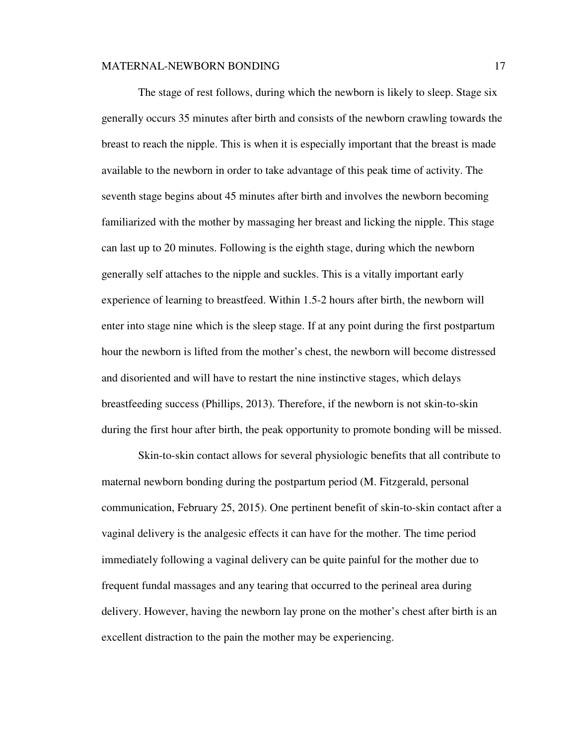The stage of rest follows, during which the newborn is likely to sleep. Stage six generally occurs 35 minutes after birth and consists of the newborn crawling towards the breast to reach the nipple. This is when it is especially important that the breast is made available to the newborn in order to take advantage of this peak time of activity. The seventh stage begins about 45 minutes after birth and involves the newborn becoming familiarized with the mother by massaging her breast and licking the nipple. This stage can last up to 20 minutes. Following is the eighth stage, during which the newborn generally self attaches to the nipple and suckles. This is a vitally important early experience of learning to breastfeed. Within 1.5-2 hours after birth, the newborn will enter into stage nine which is the sleep stage. If at any point during the first postpartum hour the newborn is lifted from the mother's chest, the newborn will become distressed and disoriented and will have to restart the nine instinctive stages, which delays breastfeeding success (Phillips, 2013). Therefore, if the newborn is not skin-to-skin during the first hour after birth, the peak opportunity to promote bonding will be missed.

Skin-to-skin contact allows for several physiologic benefits that all contribute to maternal newborn bonding during the postpartum period (M. Fitzgerald, personal communication, February 25, 2015). One pertinent benefit of skin-to-skin contact after a vaginal delivery is the analgesic effects it can have for the mother. The time period immediately following a vaginal delivery can be quite painful for the mother due to frequent fundal massages and any tearing that occurred to the perineal area during delivery. However, having the newborn lay prone on the mother's chest after birth is an excellent distraction to the pain the mother may be experiencing.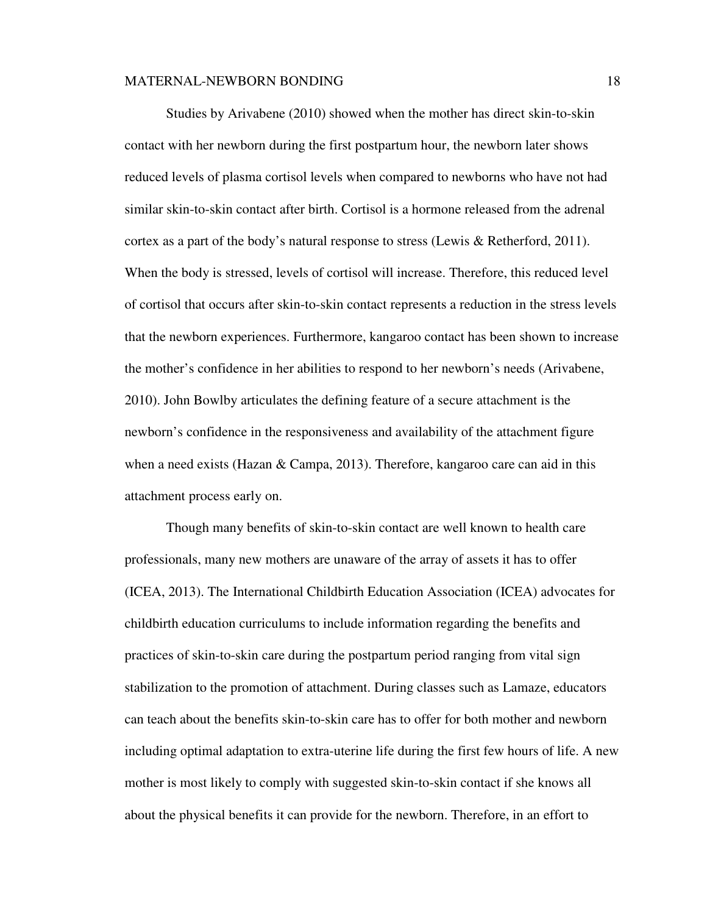Studies by Arivabene (2010) showed when the mother has direct skin-to-skin contact with her newborn during the first postpartum hour, the newborn later shows reduced levels of plasma cortisol levels when compared to newborns who have not had similar skin-to-skin contact after birth. Cortisol is a hormone released from the adrenal cortex as a part of the body's natural response to stress (Lewis & Retherford, 2011). When the body is stressed, levels of cortisol will increase. Therefore, this reduced level of cortisol that occurs after skin-to-skin contact represents a reduction in the stress levels that the newborn experiences. Furthermore, kangaroo contact has been shown to increase the mother's confidence in her abilities to respond to her newborn's needs (Arivabene, 2010). John Bowlby articulates the defining feature of a secure attachment is the newborn's confidence in the responsiveness and availability of the attachment figure when a need exists (Hazan & Campa, 2013). Therefore, kangaroo care can aid in this attachment process early on.

Though many benefits of skin-to-skin contact are well known to health care professionals, many new mothers are unaware of the array of assets it has to offer (ICEA, 2013). The International Childbirth Education Association (ICEA) advocates for childbirth education curriculums to include information regarding the benefits and practices of skin-to-skin care during the postpartum period ranging from vital sign stabilization to the promotion of attachment. During classes such as Lamaze, educators can teach about the benefits skin-to-skin care has to offer for both mother and newborn including optimal adaptation to extra-uterine life during the first few hours of life. A new mother is most likely to comply with suggested skin-to-skin contact if she knows all about the physical benefits it can provide for the newborn. Therefore, in an effort to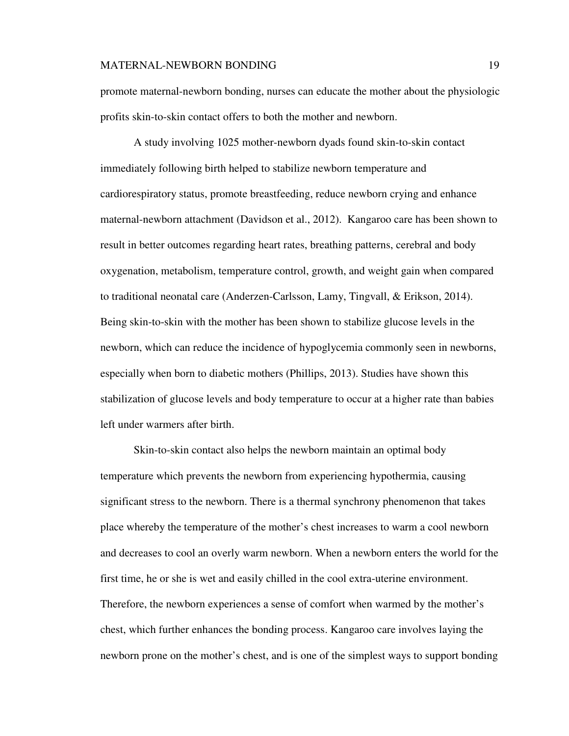promote maternal-newborn bonding, nurses can educate the mother about the physiologic profits skin-to-skin contact offers to both the mother and newborn.

A study involving 1025 mother-newborn dyads found skin-to-skin contact immediately following birth helped to stabilize newborn temperature and cardiorespiratory status, promote breastfeeding, reduce newborn crying and enhance maternal-newborn attachment (Davidson et al., 2012). Kangaroo care has been shown to result in better outcomes regarding heart rates, breathing patterns, cerebral and body oxygenation, metabolism, temperature control, growth, and weight gain when compared to traditional neonatal care (Anderzen-Carlsson, Lamy, Tingvall, & Erikson, 2014). Being skin-to-skin with the mother has been shown to stabilize glucose levels in the newborn, which can reduce the incidence of hypoglycemia commonly seen in newborns, especially when born to diabetic mothers (Phillips, 2013). Studies have shown this stabilization of glucose levels and body temperature to occur at a higher rate than babies left under warmers after birth.

Skin-to-skin contact also helps the newborn maintain an optimal body temperature which prevents the newborn from experiencing hypothermia, causing significant stress to the newborn. There is a thermal synchrony phenomenon that takes place whereby the temperature of the mother's chest increases to warm a cool newborn and decreases to cool an overly warm newborn. When a newborn enters the world for the first time, he or she is wet and easily chilled in the cool extra-uterine environment. Therefore, the newborn experiences a sense of comfort when warmed by the mother's chest, which further enhances the bonding process. Kangaroo care involves laying the newborn prone on the mother's chest, and is one of the simplest ways to support bonding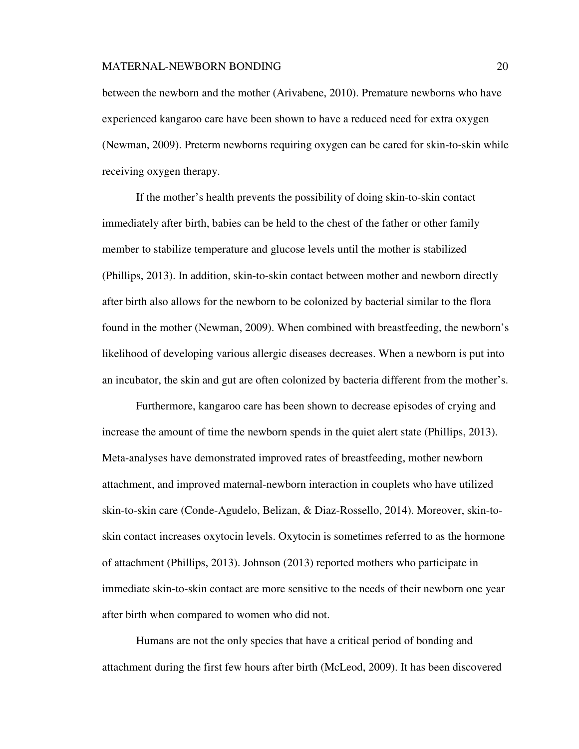between the newborn and the mother (Arivabene, 2010). Premature newborns who have experienced kangaroo care have been shown to have a reduced need for extra oxygen (Newman, 2009). Preterm newborns requiring oxygen can be cared for skin-to-skin while receiving oxygen therapy.

If the mother's health prevents the possibility of doing skin-to-skin contact immediately after birth, babies can be held to the chest of the father or other family member to stabilize temperature and glucose levels until the mother is stabilized (Phillips, 2013). In addition, skin-to-skin contact between mother and newborn directly after birth also allows for the newborn to be colonized by bacterial similar to the flora found in the mother (Newman, 2009). When combined with breastfeeding, the newborn's likelihood of developing various allergic diseases decreases. When a newborn is put into an incubator, the skin and gut are often colonized by bacteria different from the mother's.

Furthermore, kangaroo care has been shown to decrease episodes of crying and increase the amount of time the newborn spends in the quiet alert state (Phillips, 2013). Meta-analyses have demonstrated improved rates of breastfeeding, mother newborn attachment, and improved maternal-newborn interaction in couplets who have utilized skin-to-skin care (Conde-Agudelo, Belizan, & Diaz-Rossello, 2014). Moreover, skin-to-skin contact increases oxytocin levels. Oxytocin is sometimes referred to as the hormone of attachment (Phillips, 2013). Johnson (2013) reported mothers who participate in immediate skin-to-skin contact are more sensitive to the needs of their newborn one year after birth when compared to women who did not.

Humans are not the only species that have a critical period of bonding and attachment during the first few hours after birth (McLeod, 2009). It has been discovered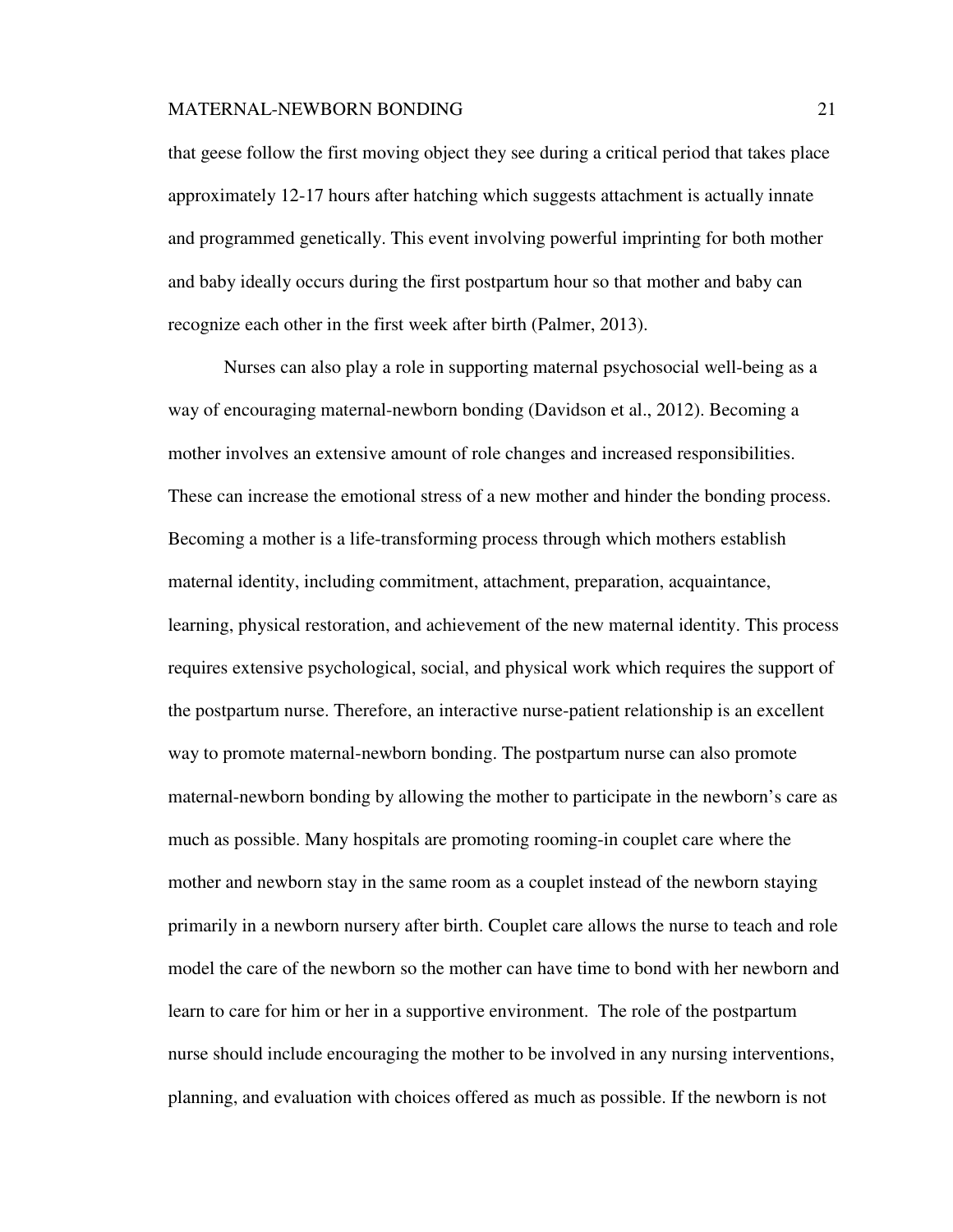that geese follow the first moving object they see during a critical period that takes place approximately 12-17 hours after hatching which suggests attachment is actually innate and programmed genetically. This event involving powerful imprinting for both mother and baby ideally occurs during the first postpartum hour so that mother and baby can recognize each other in the first week after birth (Palmer, 2013).

Nurses can also play a role in supporting maternal psychosocial well-being as a way of encouraging maternal-newborn bonding (Davidson et al., 2012). Becoming a mother involves an extensive amount of role changes and increased responsibilities. These can increase the emotional stress of a new mother and hinder the bonding process. Becoming a mother is a life-transforming process through which mothers establish maternal identity, including commitment, attachment, preparation, acquaintance, learning, physical restoration, and achievement of the new maternal identity. This process requires extensive psychological, social, and physical work which requires the support of the postpartum nurse. Therefore, an interactive nurse-patient relationship is an excellent way to promote maternal-newborn bonding. The postpartum nurse can also promote maternal-newborn bonding by allowing the mother to participate in the newborn's care as much as possible. Many hospitals are promoting rooming-in couplet care where the mother and newborn stay in the same room as a couplet instead of the newborn staying primarily in a newborn nursery after birth. Couplet care allows the nurse to teach and role model the care of the newborn so the mother can have time to bond with her newborn and learn to care for him or her in a supportive environment. The role of the postpartum nurse should include encouraging the mother to be involved in any nursing interventions, planning, and evaluation with choices offered as much as possible. If the newborn is not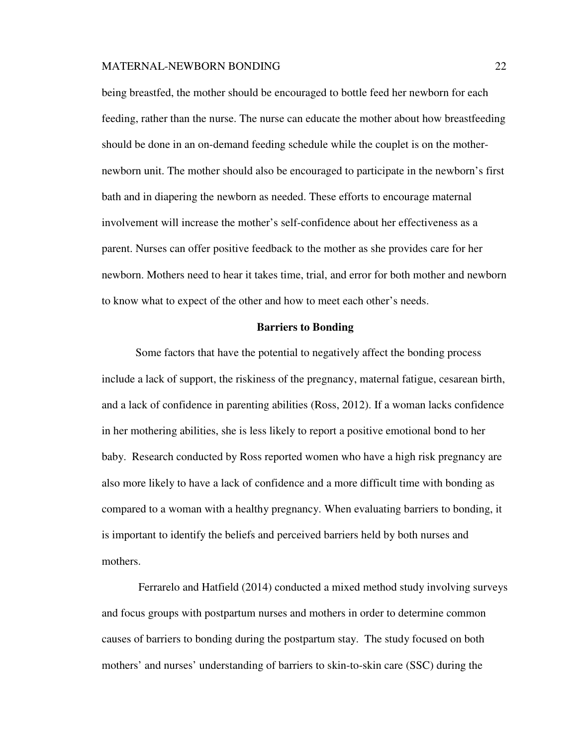being breastfed, the mother should be encouraged to bottle feed her newborn for each feeding, rather than the nurse. The nurse can educate the mother about how breastfeeding should be done in an on-demand feeding schedule while the couplet is on the mother-newborn unit. The mother should also be encouraged to participate in the newborn's first bath and in diapering the newborn as needed. These efforts to encourage maternal involvement will increase the mother's self-confidence about her effectiveness as a parent. Nurses can offer positive feedback to the mother as she provides care for her newborn. Mothers need to hear it takes time, trial, and error for both mother and newborn to know what to expect of the other and how to meet each other's needs.

## Barriers to Bonding

Some factors that have the potential to negatively affect the bonding process include a lack of support, the riskiness of the pregnancy, maternal fatigue, cesarean birth, and a lack of confidence in parenting abilities (Ross, 2012). If a woman lacks confidence in her mothering abilities, she is less likely to report a positive emotional bond to her baby. Research conducted by Ross reported women who have a high risk pregnancy are also more likely to have a lack of confidence and a more difficult time with bonding as compared to a woman with a healthy pregnancy. When evaluating barriers to bonding, it is important to identify the beliefs and perceived barriers held by both nurses and mothers.

Ferrarelo and Hatfield (2014) conducted a mixed method study involving surveys and focus groups with postpartum nurses and mothers in order to determine common causes of barriers to bonding during the postpartum stay. The study focused on both mothers' and nurses' understanding of barriers to skin-to-skin care (SSC) during the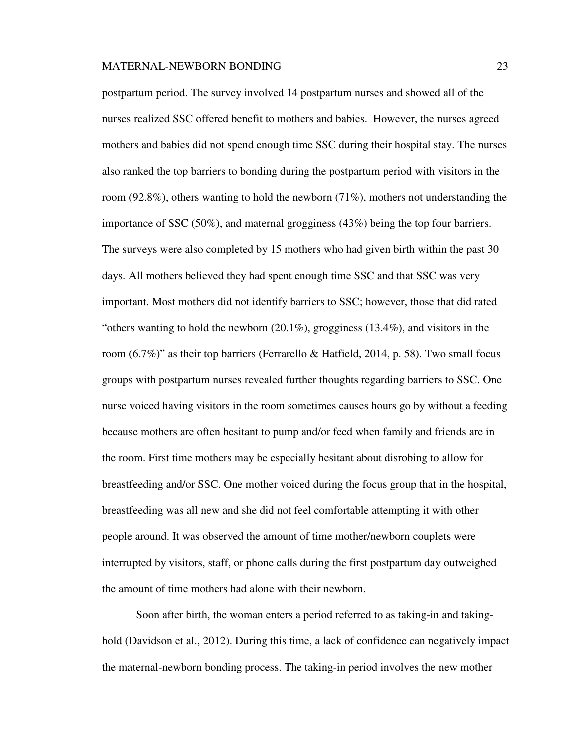postpartum period. The survey involved 14 postpartum nurses and showed all of the nurses realized SSC offered benefit to mothers and babies. However, the nurses agreed mothers and babies did not spend enough time SSC during their hospital stay. The nurses also ranked the top barriers to bonding during the postpartum period with visitors in the room (92.8%), others wanting to hold the newborn (71%), mothers not understanding the importance of SSC (50%), and maternal grogginess (43%) being the top four barriers. The surveys were also completed by 15 mothers who had given birth within the past 30 days. All mothers believed they had spent enough time SSC and that SSC was very important. Most mothers did not identify barriers to SSC; however, those that did rated "others wanting to hold the newborn (20.1%), grogginess (13.4%), and visitors in the room (6.7%)" as their top barriers (Ferrarello & Hatfield, 2014, p. 58). Two small focus groups with postpartum nurses revealed further thoughts regarding barriers to SSC. One nurse voiced having visitors in the room sometimes causes hours go by without a feeding because mothers are often hesitant to pump and/or feed when family and friends are in the room. First time mothers may be especially hesitant about disrobing to allow for breastfeeding and/or SSC. One mother voiced during the focus group that in the hospital, breastfeeding was all new and she did not feel comfortable attempting it with other people around. It was observed the amount of time mother/newborn couplets were interrupted by visitors, staff, or phone calls during the first postpartum day outweighed the amount of time mothers had alone with their newborn.

Soon after birth, the woman enters a period referred to as taking-in and taking-hold (Davidson et al., 2012). During this time, a lack of confidence can negatively impact the maternal-newborn bonding process. The taking-in period involves the new mother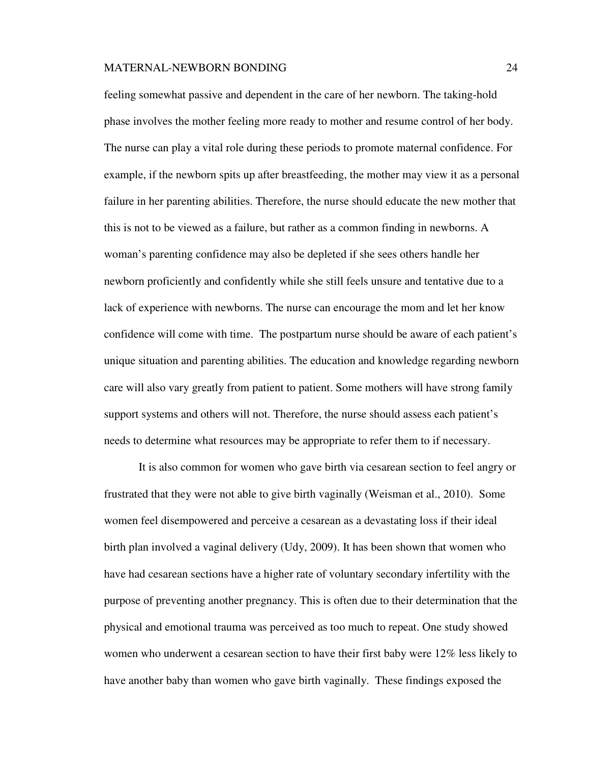feeling somewhat passive and dependent in the care of her newborn. The taking-hold phase involves the mother feeling more ready to mother and resume control of her body. The nurse can play a vital role during these periods to promote maternal confidence. For example, if the newborn spits up after breastfeeding, the mother may view it as a personal failure in her parenting abilities. Therefore, the nurse should educate the new mother that this is not to be viewed as a failure, but rather as a common finding in newborns. A woman's parenting confidence may also be depleted if she sees others handle her newborn proficiently and confidently while she still feels unsure and tentative due to a lack of experience with newborns. The nurse can encourage the mom and let her know confidence will come with time. The postpartum nurse should be aware of each patient's unique situation and parenting abilities. The education and knowledge regarding newborn care will also vary greatly from patient to patient. Some mothers will have strong family support systems and others will not. Therefore, the nurse should assess each patient's needs to determine what resources may be appropriate to refer them to if necessary.

It is also common for women who gave birth via cesarean section to feel angry or frustrated that they were not able to give birth vaginally (Weisman et al., 2010). Some women feel disempowered and perceive a cesarean as a devastating loss if their ideal birth plan involved a vaginal delivery (Udy, 2009). It has been shown that women who have had cesarean sections have a higher rate of voluntary secondary infertility with the purpose of preventing another pregnancy. This is often due to their determination that the physical and emotional trauma was perceived as too much to repeat. One study showed women who underwent a cesarean section to have their first baby were 12% less likely to have another baby than women who gave birth vaginally. These findings exposed the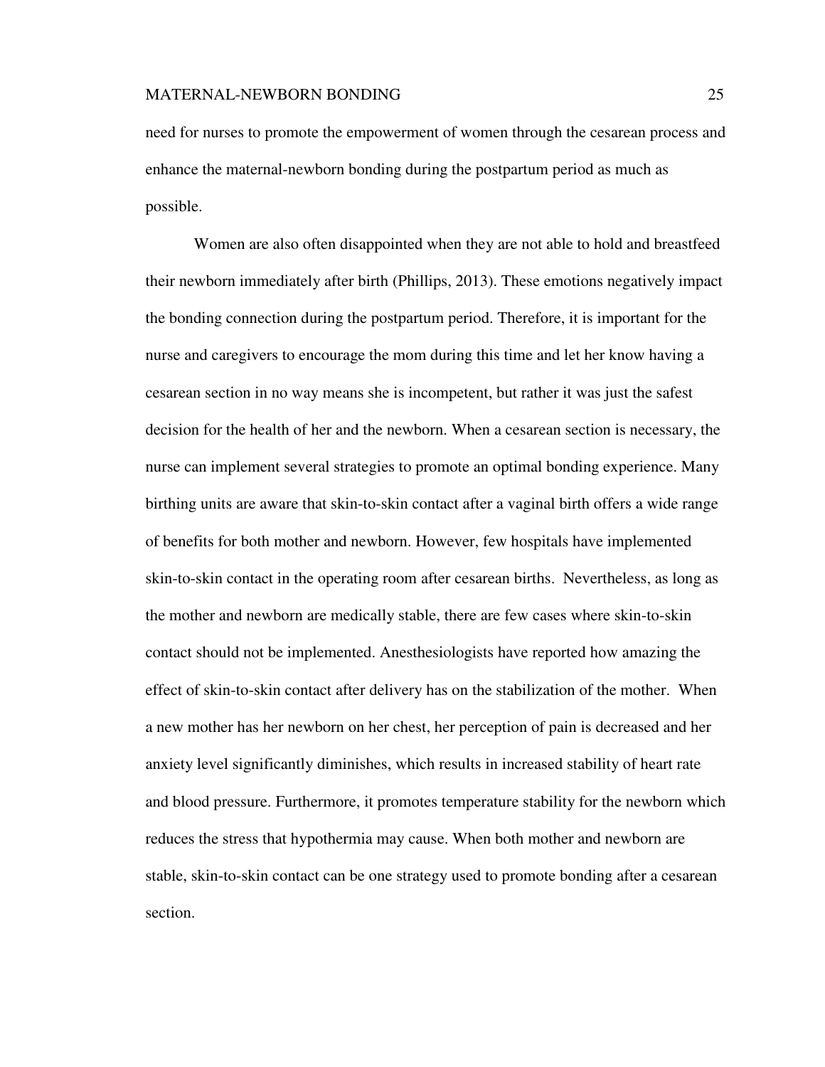need for nurses to promote the empowerment of women through the cesarean process and enhance the maternal-newborn bonding during the postpartum period as much as possible.

Women are also often disappointed when they are not able to hold and breastfeed their newborn immediately after birth (Phillips, 2013). These emotions negatively impact the bonding connection during the postpartum period. Therefore, it is important for the nurse and caregivers to encourage the mom during this time and let her know having a cesarean section in no way means she is incompetent, but rather it was just the safest decision for the health of her and the newborn. When a cesarean section is necessary, the nurse can implement several strategies to promote an optimal bonding experience. Many birthing units are aware that skin-to-skin contact after a vaginal birth offers a wide range of benefits for both mother and newborn. However, few hospitals have implemented skin-to-skin contact in the operating room after cesarean births. Nevertheless, as long as the mother and newborn are medically stable, there are few cases where skin-to-skin contact should not be implemented. Anesthesiologists have reported how amazing the effect of skin-to-skin contact after delivery has on the stabilization of the mother. When a new mother has her newborn on her chest, her perception of pain is decreased and her anxiety level significantly diminishes, which results in increased stability of heart rate and blood pressure. Furthermore, it promotes temperature stability for the newborn which reduces the stress that hypothermia may cause. When both mother and newborn are stable, skin-to-skin contact can be one strategy used to promote bonding after a cesarean section.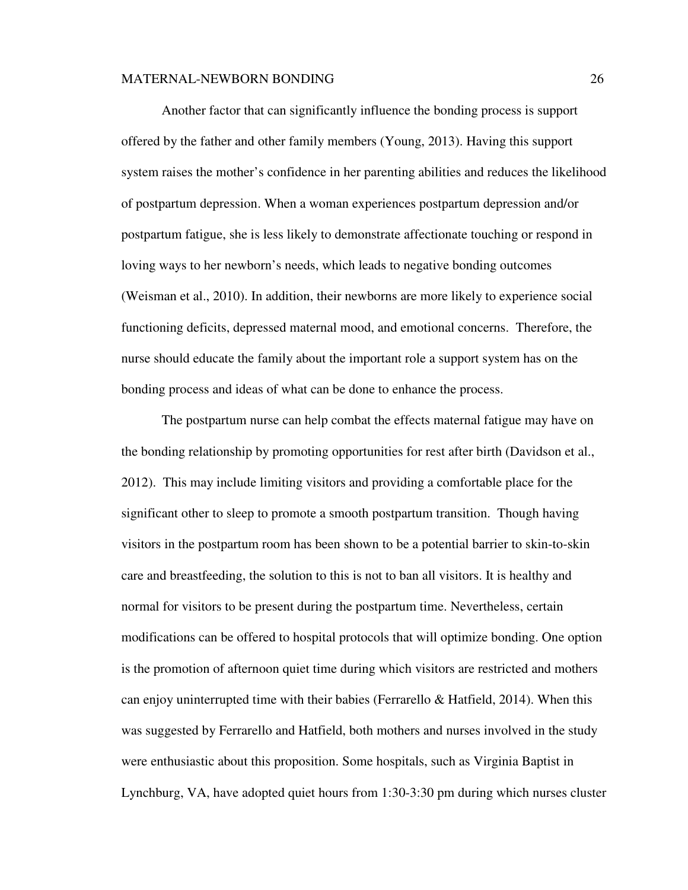Another factor that can significantly influence the bonding process is support offered by the father and other family members (Young, 2013). Having this support system raises the mother's confidence in her parenting abilities and reduces the likelihood of postpartum depression. When a woman experiences postpartum depression and/or postpartum fatigue, she is less likely to demonstrate affectionate touching or respond in loving ways to her newborn's needs, which leads to negative bonding outcomes (Weisman et al., 2010). In addition, their newborns are more likely to experience social functioning deficits, depressed maternal mood, and emotional concerns. Therefore, the nurse should educate the family about the important role a support system has on the bonding process and ideas of what can be done to enhance the process.

The postpartum nurse can help combat the effects maternal fatigue may have on the bonding relationship by promoting opportunities for rest after birth (Davidson et al., 2012). This may include limiting visitors and providing a comfortable place for the significant other to sleep to promote a smooth postpartum transition. Though having visitors in the postpartum room has been shown to be a potential barrier to skin-to-skin care and breastfeeding, the solution to this is not to ban all visitors. It is healthy and normal for visitors to be present during the postpartum time. Nevertheless, certain modifications can be offered to hospital protocols that will optimize bonding. One option is the promotion of afternoon quiet time during which visitors are restricted and mothers can enjoy uninterrupted time with their babies (Ferrarello & Hatfield, 2014). When this was suggested by Ferrarello and Hatfield, both mothers and nurses involved in the study were enthusiastic about this proposition. Some hospitals, such as Virginia Baptist in Lynchburg, VA, have adopted quiet hours from 1:30-3:30 pm during which nurses cluster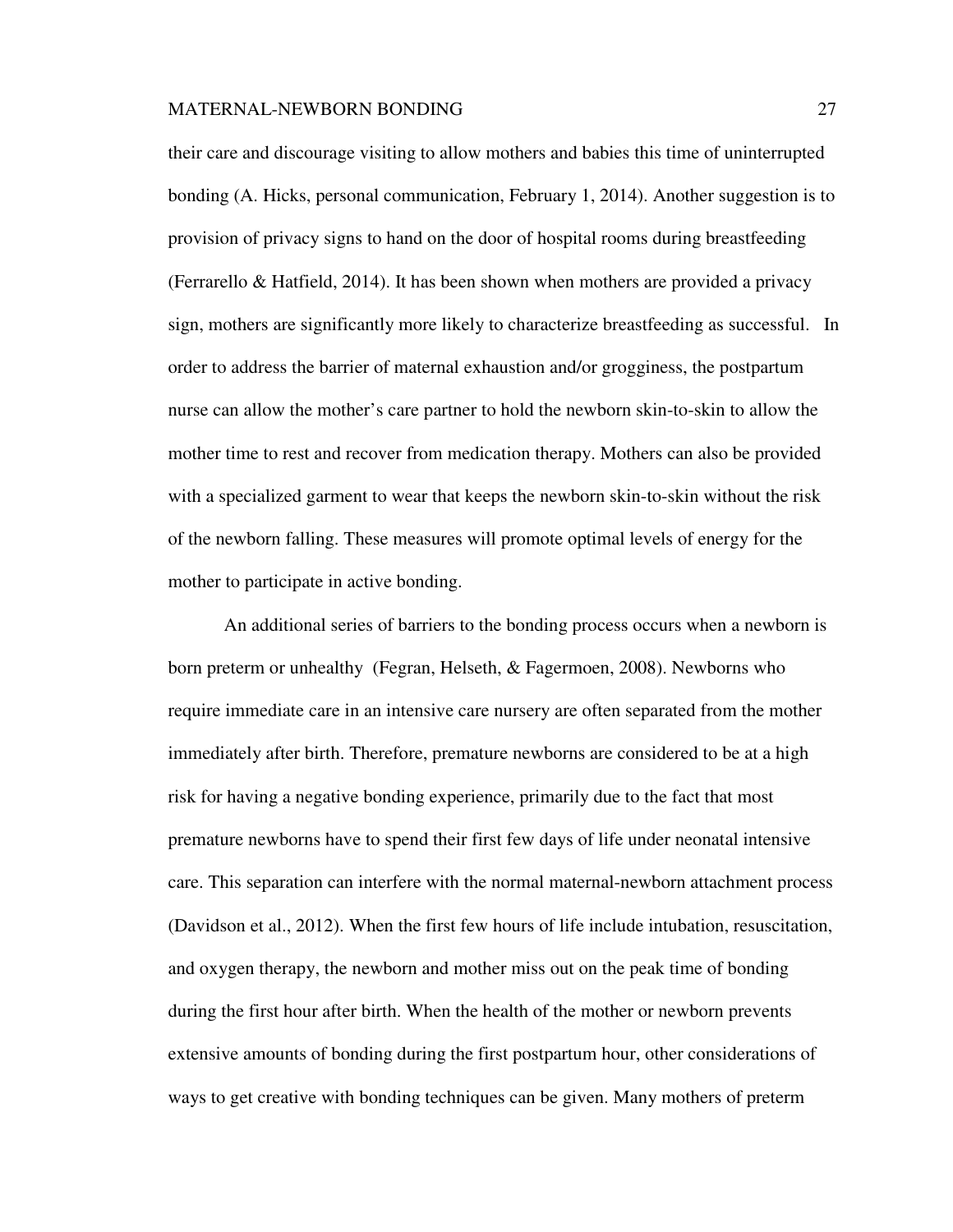their care and discourage visiting to allow mothers and babies this time of uninterrupted bonding (A. Hicks, personal communication, February 1, 2014). Another suggestion is to provision of privacy signs to hand on the door of hospital rooms during breastfeeding (Ferrarello & Hatfield, 2014). It has been shown when mothers are provided a privacy sign, mothers are significantly more likely to characterize breastfeeding as successful. In order to address the barrier of maternal exhaustion and/or grogginess, the postpartum nurse can allow the mother's care partner to hold the newborn skin-to-skin to allow the mother time to rest and recover from medication therapy. Mothers can also be provided with a specialized garment to wear that keeps the newborn skin-to-skin without the risk of the newborn falling. These measures will promote optimal levels of energy for the mother to participate in active bonding.

An additional series of barriers to the bonding process occurs when a newborn is born preterm or unhealthy (Fegran, Helseth, & Fagermoen, 2008). Newborns who require immediate care in an intensive care nursery are often separated from the mother immediately after birth. Therefore, premature newborns are considered to be at a high risk for having a negative bonding experience, primarily due to the fact that most premature newborns have to spend their first few days of life under neonatal intensive care. This separation can interfere with the normal maternal-newborn attachment process (Davidson et al., 2012). When the first few hours of life include intubation, resuscitation, and oxygen therapy, the newborn and mother miss out on the peak time of bonding during the first hour after birth. When the health of the mother or newborn prevents extensive amounts of bonding during the first postpartum hour, other considerations of ways to get creative with bonding techniques can be given. Many mothers of preterm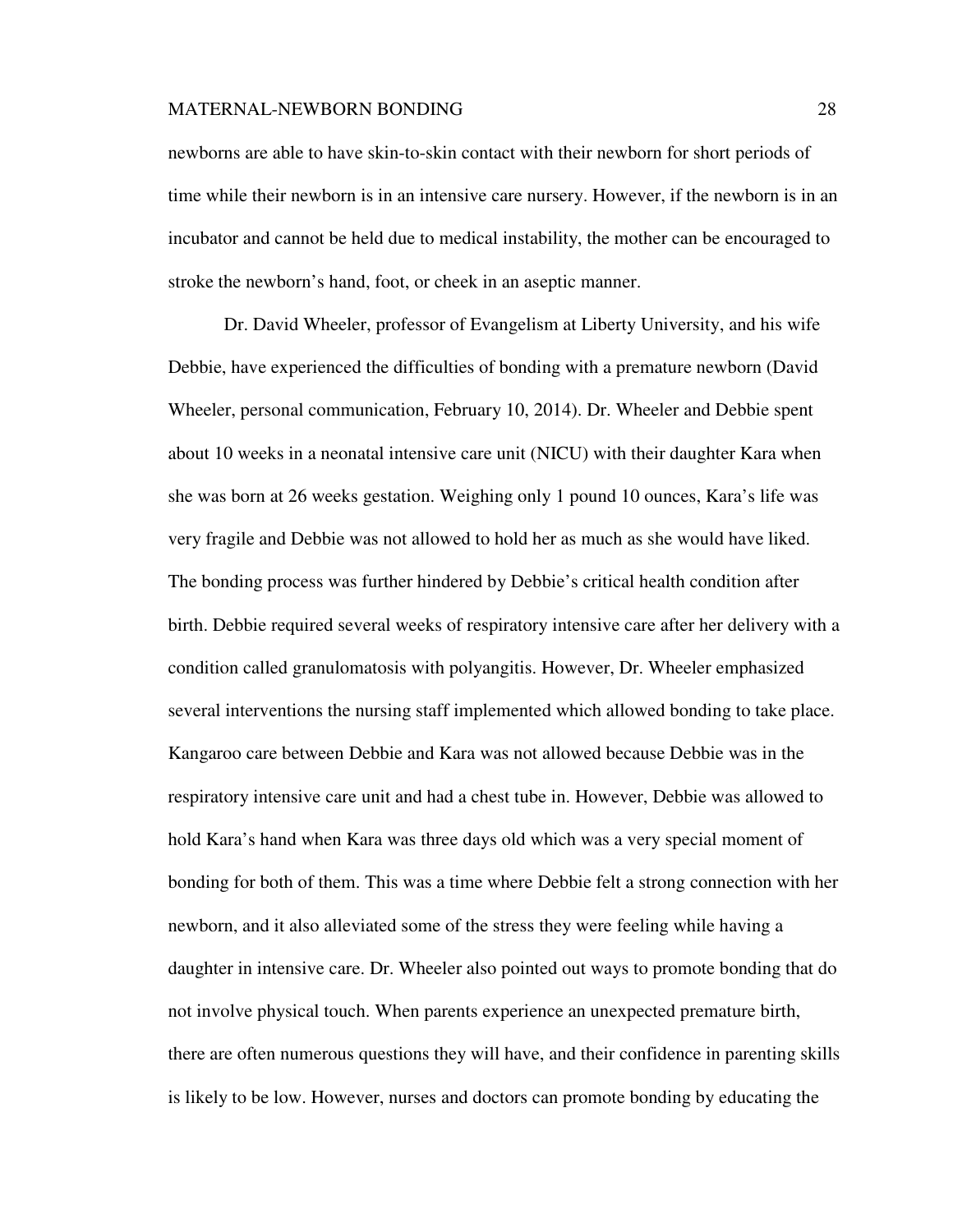newborns are able to have skin-to-skin contact with their newborn for short periods of time while their newborn is in an intensive care nursery. However, if the newborn is in an incubator and cannot be held due to medical instability, the mother can be encouraged to stroke the newborn's hand, foot, or cheek in an aseptic manner.

Dr. David Wheeler, professor of Evangelism at Liberty University, and his wife Debbie, have experienced the difficulties of bonding with a premature newborn (David Wheeler, personal communication, February 10, 2014). Dr. Wheeler and Debbie spent about 10 weeks in a neonatal intensive care unit (NICU) with their daughter Kara when she was born at 26 weeks gestation. Weighing only 1 pound 10 ounces, Kara's life was very fragile and Debbie was not allowed to hold her as much as she would have liked. The bonding process was further hindered by Debbie's critical health condition after birth. Debbie required several weeks of respiratory intensive care after her delivery with a condition called granulomatosis with polyangitis. However, Dr. Wheeler emphasized several interventions the nursing staff implemented which allowed bonding to take place. Kangaroo care between Debbie and Kara was not allowed because Debbie was in the respiratory intensive care unit and had a chest tube in. However, Debbie was allowed to hold Kara's hand when Kara was three days old which was a very special moment of bonding for both of them. This was a time where Debbie felt a strong connection with her newborn, and it also alleviated some of the stress they were feeling while having a daughter in intensive care. Dr. Wheeler also pointed out ways to promote bonding that do not involve physical touch. When parents experience an unexpected premature birth, there are often numerous questions they will have, and their confidence in parenting skills is likely to be low. However, nurses and doctors can promote bonding by educating the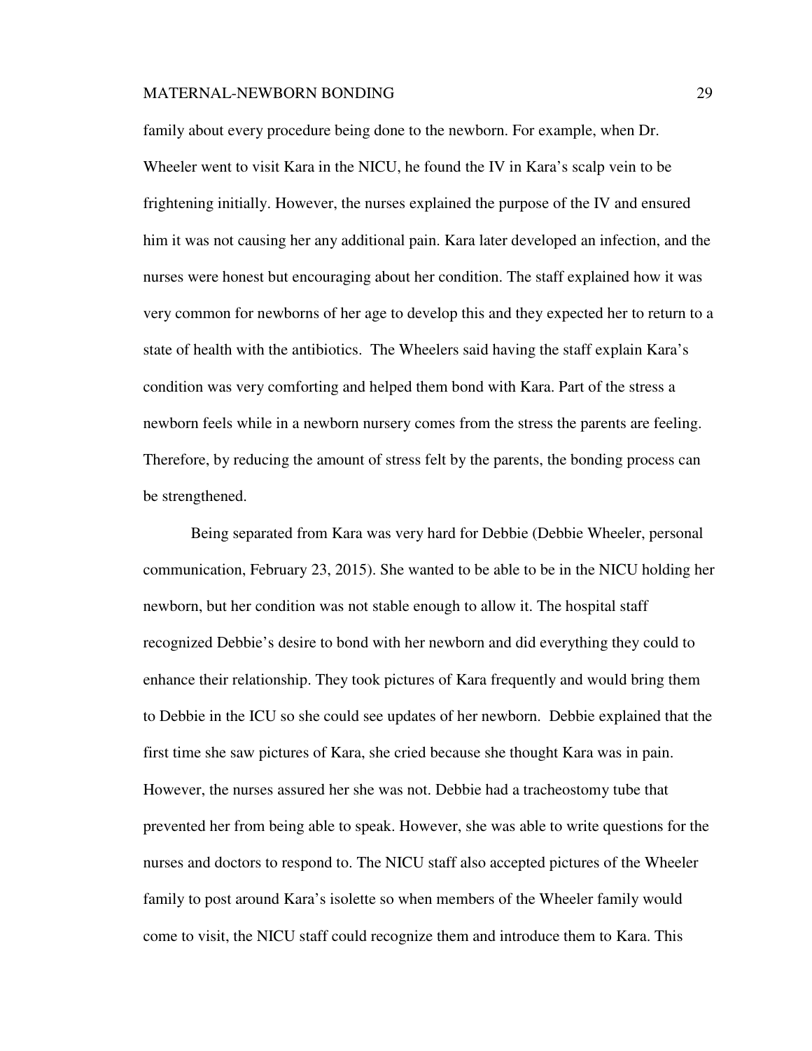family about every procedure being done to the newborn. For example, when Dr. Wheeler went to visit Kara in the NICU, he found the IV in Kara's scalp vein to be frightening initially. However, the nurses explained the purpose of the IV and ensured him it was not causing her any additional pain. Kara later developed an infection, and the nurses were honest but encouraging about her condition. The staff explained how it was very common for newborns of her age to develop this and they expected her to return to a state of health with the antibiotics. The Wheelers said having the staff explain Kara's condition was very comforting and helped them bond with Kara. Part of the stress a newborn feels while in a newborn nursery comes from the stress the parents are feeling. Therefore, by reducing the amount of stress felt by the parents, the bonding process can be strengthened.

Being separated from Kara was very hard for Debbie (Debbie Wheeler, personal communication, February 23, 2015). She wanted to be able to be in the NICU holding her newborn, but her condition was not stable enough to allow it. The hospital staff recognized Debbie's desire to bond with her newborn and did everything they could to enhance their relationship. They took pictures of Kara frequently and would bring them to Debbie in the ICU so she could see updates of her newborn. Debbie explained that the first time she saw pictures of Kara, she cried because she thought Kara was in pain. However, the nurses assured her she was not. Debbie had a tracheostomy tube that prevented her from being able to speak. However, she was able to write questions for the nurses and doctors to respond to. The NICU staff also accepted pictures of the Wheeler family to post around Kara's isolette so when members of the Wheeler family would come to visit, the NICU staff could recognize them and introduce them to Kara. This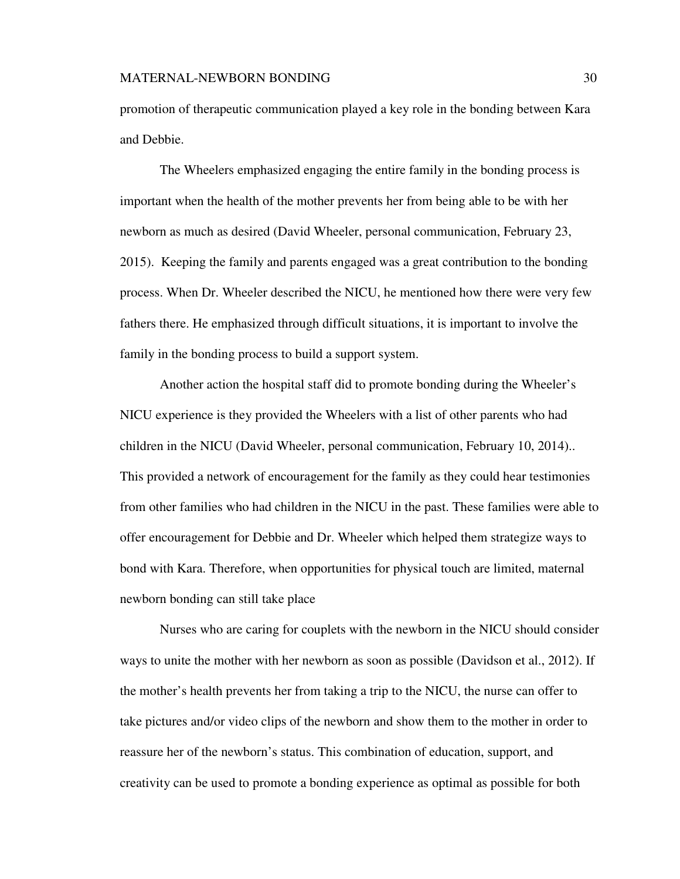promotion of therapeutic communication played a key role in the bonding between Kara and Debbie.

The Wheelers emphasized engaging the entire family in the bonding process is important when the health of the mother prevents her from being able to be with her newborn as much as desired (David Wheeler, personal communication, February 23, 2015). Keeping the family and parents engaged was a great contribution to the bonding process. When Dr. Wheeler described the NICU, he mentioned how there were very few fathers there. He emphasized through difficult situations, it is important to involve the family in the bonding process to build a support system.

Another action the hospital staff did to promote bonding during the Wheeler's NICU experience is they provided the Wheelers with a list of other parents who had children in the NICU (David Wheeler, personal communication, February 10, 2014).. This provided a network of encouragement for the family as they could hear testimonies from other families who had children in the NICU in the past. These families were able to offer encouragement for Debbie and Dr. Wheeler which helped them strategize ways to bond with Kara. Therefore, when opportunities for physical touch are limited, maternal newborn bonding can still take place

Nurses who are caring for couplets with the newborn in the NICU should consider ways to unite the mother with her newborn as soon as possible (Davidson et al., 2012). If the mother's health prevents her from taking a trip to the NICU, the nurse can offer to take pictures and/or video clips of the newborn and show them to the mother in order to reassure her of the newborn's status. This combination of education, support, and creativity can be used to promote a bonding experience as optimal as possible for both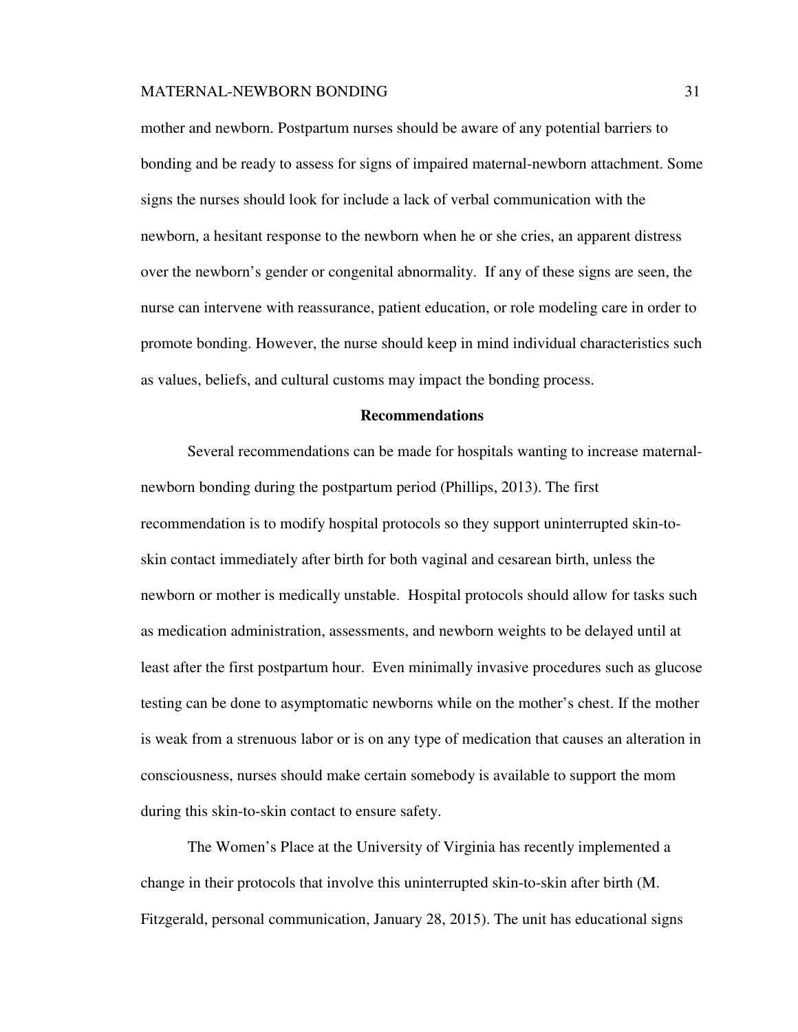mother and newborn. Postpartum nurses should be aware of any potential barriers to bonding and be ready to assess for signs of impaired maternal-newborn attachment. Some signs the nurses should look for include a lack of verbal communication with the newborn, a hesitant response to the newborn when he or she cries, an apparent distress over the newborn's gender or congenital abnormality. If any of these signs are seen, the nurse can intervene with reassurance, patient education, or role modeling care in order to promote bonding. However, the nurse should keep in mind individual characteristics such as values, beliefs, and cultural customs may impact the bonding process.

## Recommendations

Several recommendations can be made for hospitals wanting to increase maternal-newborn bonding during the postpartum period (Phillips, 2013). The first recommendation is to modify hospital protocols so they support uninterrupted skin-to-skin contact immediately after birth for both vaginal and cesarean birth, unless the newborn or mother is medically unstable. Hospital protocols should allow for tasks such as medication administration, assessments, and newborn weights to be delayed until at least after the first postpartum hour. Even minimally invasive procedures such as glucose testing can be done to asymptomatic newborns while on the mother's chest. If the mother is weak from a strenuous labor or is on any type of medication that causes an alteration in consciousness, nurses should make certain somebody is available to support the mom during this skin-to-skin contact to ensure safety.

The Women's Place at the University of Virginia has recently implemented a change in their protocols that involve this uninterrupted skin-to-skin after birth (M. Fitzgerald, personal communication, January 28, 2015). The unit has educational signs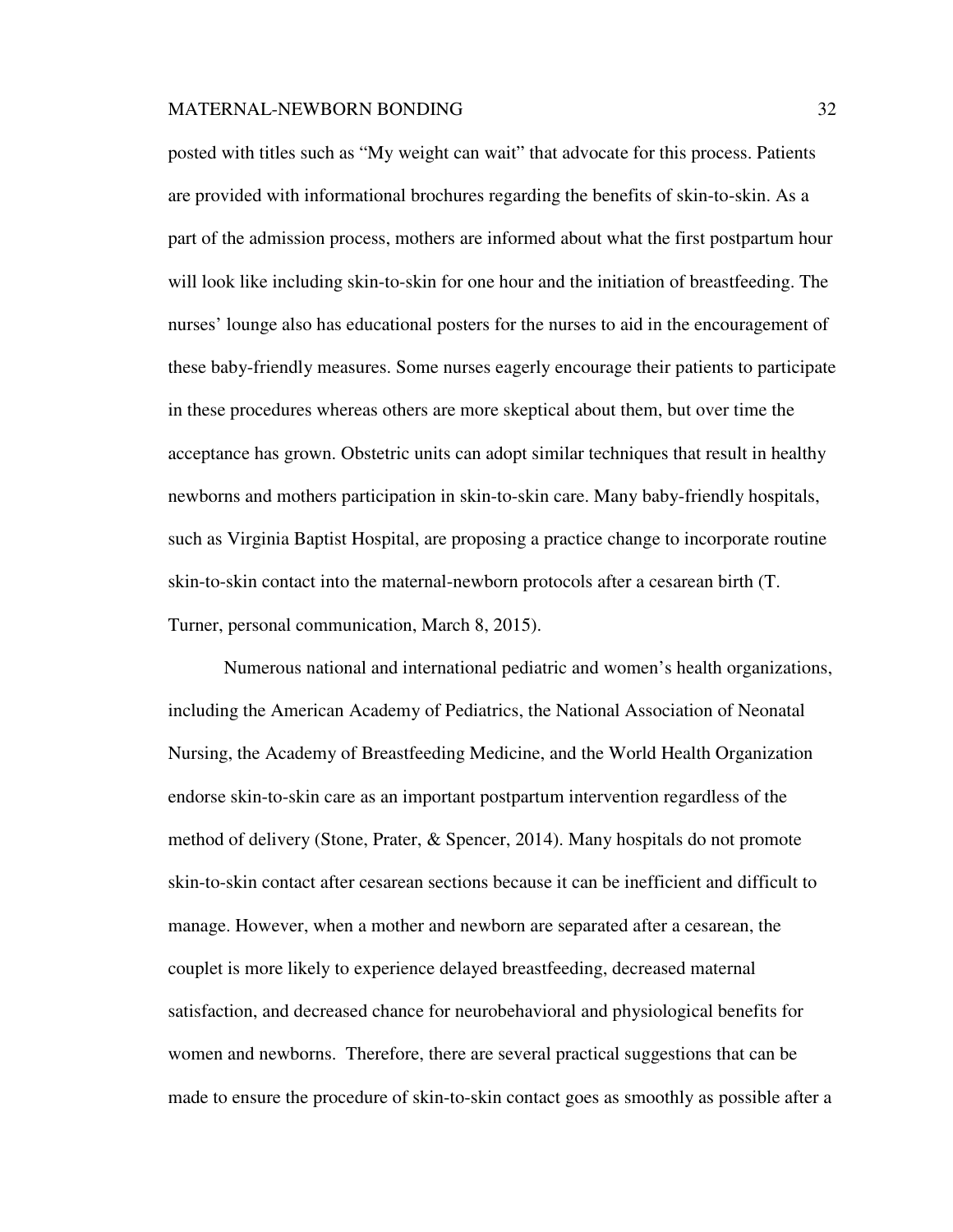posted with titles such as "My weight can wait" that advocate for this process. Patients are provided with informational brochures regarding the benefits of skin-to-skin. As a part of the admission process, mothers are informed about what the first postpartum hour will look like including skin-to-skin for one hour and the initiation of breastfeeding. The nurses' lounge also has educational posters for the nurses to aid in the encouragement of these baby-friendly measures. Some nurses eagerly encourage their patients to participate in these procedures whereas others are more skeptical about them, but over time the acceptance has grown. Obstetric units can adopt similar techniques that result in healthy newborns and mothers participation in skin-to-skin care. Many baby-friendly hospitals, such as Virginia Baptist Hospital, are proposing a practice change to incorporate routine skin-to-skin contact into the maternal-newborn protocols after a cesarean birth (T. Turner, personal communication, March 8, 2015).

Numerous national and international pediatric and women's health organizations, including the American Academy of Pediatrics, the National Association of Neonatal Nursing, the Academy of Breastfeeding Medicine, and the World Health Organization endorse skin-to-skin care as an important postpartum intervention regardless of the method of delivery (Stone, Prater, & Spencer, 2014). Many hospitals do not promote skin-to-skin contact after cesarean sections because it can be inefficient and difficult to manage. However, when a mother and newborn are separated after a cesarean, the couplet is more likely to experience delayed breastfeeding, decreased maternal satisfaction, and decreased chance for neurobehavioral and physiological benefits for women and newborns. Therefore, there are several practical suggestions that can be made to ensure the procedure of skin-to-skin contact goes as smoothly as possible after a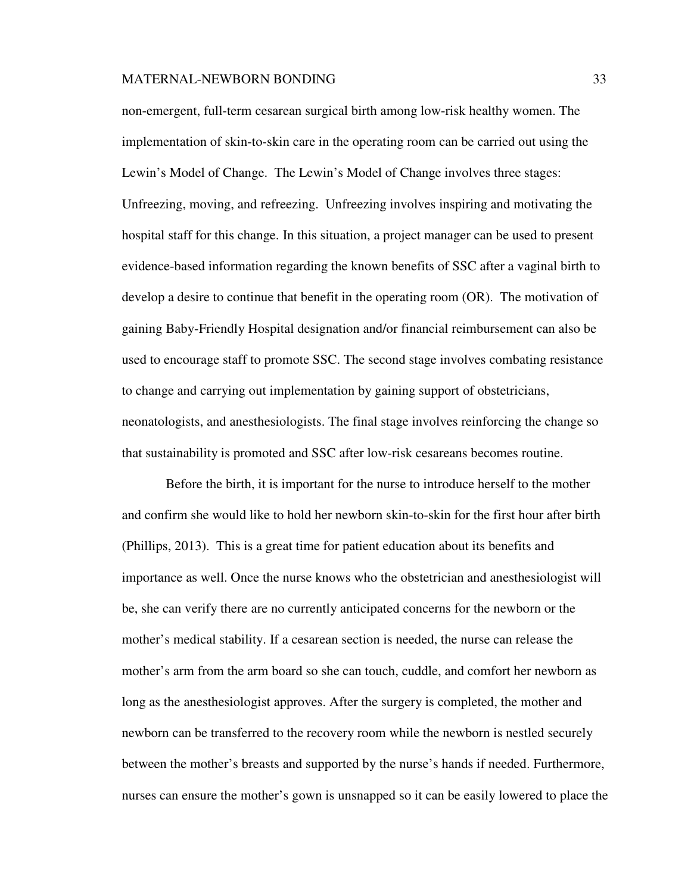non-emergent, full-term cesarean surgical birth among low-risk healthy women. The implementation of skin-to-skin care in the operating room can be carried out using the Lewin's Model of Change. The Lewin's Model of Change involves three stages: Unfreezing, moving, and refreezing. Unfreezing involves inspiring and motivating the hospital staff for this change. In this situation, a project manager can be used to present evidence-based information regarding the known benefits of SSC after a vaginal birth to develop a desire to continue that benefit in the operating room (OR). The motivation of gaining Baby-Friendly Hospital designation and/or financial reimbursement can also be used to encourage staff to promote SSC. The second stage involves combating resistance to change and carrying out implementation by gaining support of obstetricians, neonatologists, and anesthesiologists. The final stage involves reinforcing the change so that sustainability is promoted and SSC after low-risk cesareans becomes routine.

Before the birth, it is important for the nurse to introduce herself to the mother and confirm she would like to hold her newborn skin-to-skin for the first hour after birth (Phillips, 2013). This is a great time for patient education about its benefits and importance as well. Once the nurse knows who the obstetrician and anesthesiologist will be, she can verify there are no currently anticipated concerns for the newborn or the mother's medical stability. If a cesarean section is needed, the nurse can release the mother's arm from the arm board so she can touch, cuddle, and comfort her newborn as long as the anesthesiologist approves. After the surgery is completed, the mother and newborn can be transferred to the recovery room while the newborn is nestled securely between the mother's breasts and supported by the nurse's hands if needed. Furthermore, nurses can ensure the mother's gown is unsnapped so it can be easily lowered to place the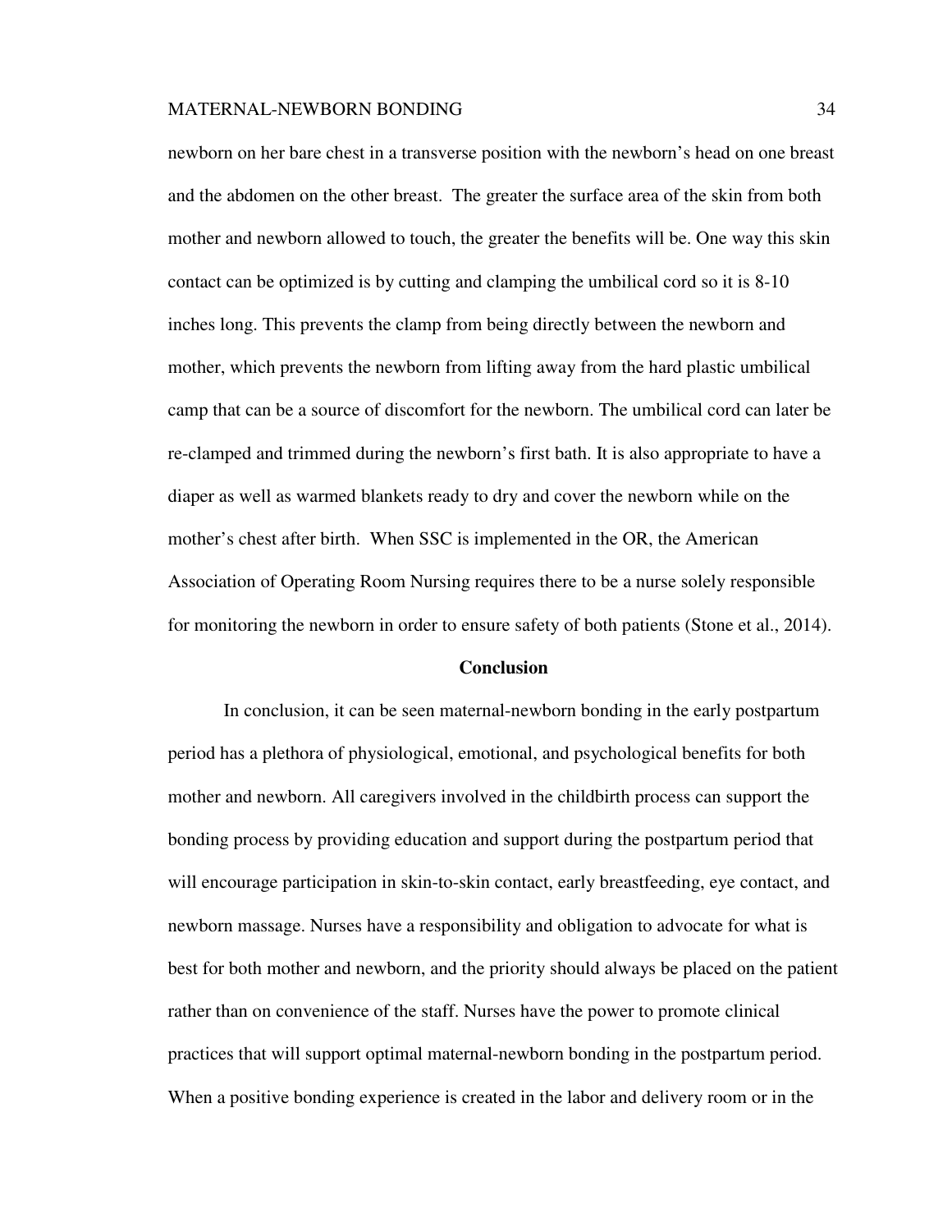newborn on her bare chest in a transverse position with the newborn's head on one breast and the abdomen on the other breast.  The greater the surface area of the skin from both mother and newborn allowed to touch, the greater the benefits will be. One way this skin contact can be optimized is by cutting and clamping the umbilical cord so it is 8-10 inches long. This prevents the clamp from being directly between the newborn and mother, which prevents the newborn from lifting away from the hard plastic umbilical camp that can be a source of discomfort for the newborn. The umbilical cord can later be re-clamped and trimmed during the newborn's first bath. It is also appropriate to have a diaper as well as warmed blankets ready to dry and cover the newborn while on the mother's chest after birth.  When SSC is implemented in the OR, the American Association of Operating Room Nursing requires there to be a nurse solely responsible for monitoring the newborn in order to ensure safety of both patients (Stone et al., 2014).

## Conclusion

In conclusion, it can be seen maternal-newborn bonding in the early postpartum period has a plethora of physiological, emotional, and psychological benefits for both mother and newborn. All caregivers involved in the childbirth process can support the bonding process by providing education and support during the postpartum period that will encourage participation in skin-to-skin contact, early breastfeeding, eye contact, and newborn massage. Nurses have a responsibility and obligation to advocate for what is best for both mother and newborn, and the priority should always be placed on the patient rather than on convenience of the staff. Nurses have the power to promote clinical practices that will support optimal maternal-newborn bonding in the postpartum period. When a positive bonding experience is created in the labor and delivery room or in the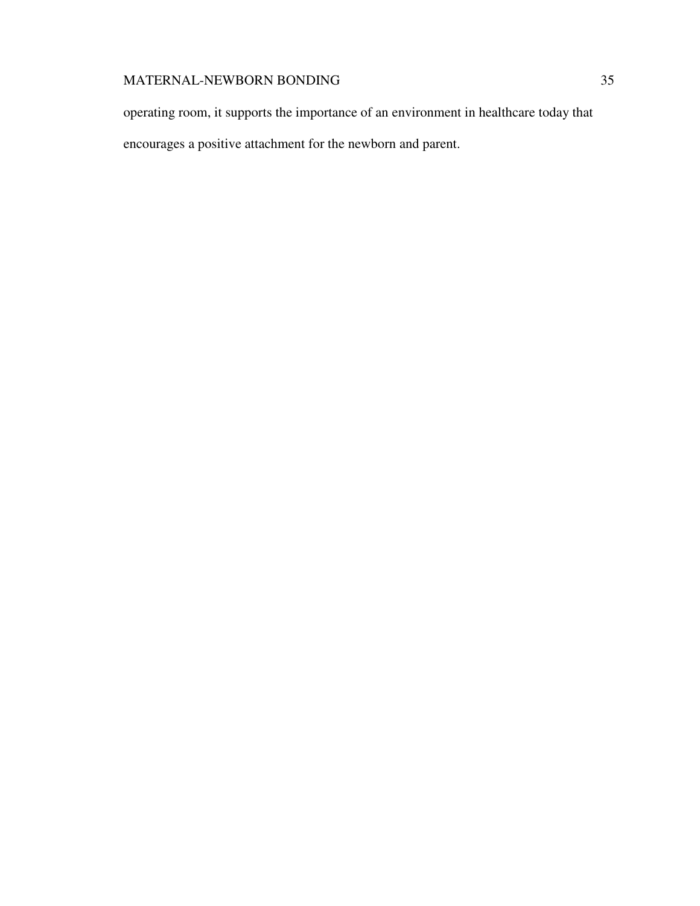operating room, it supports the importance of an environment in healthcare today that encourages a positive attachment for the newborn and parent.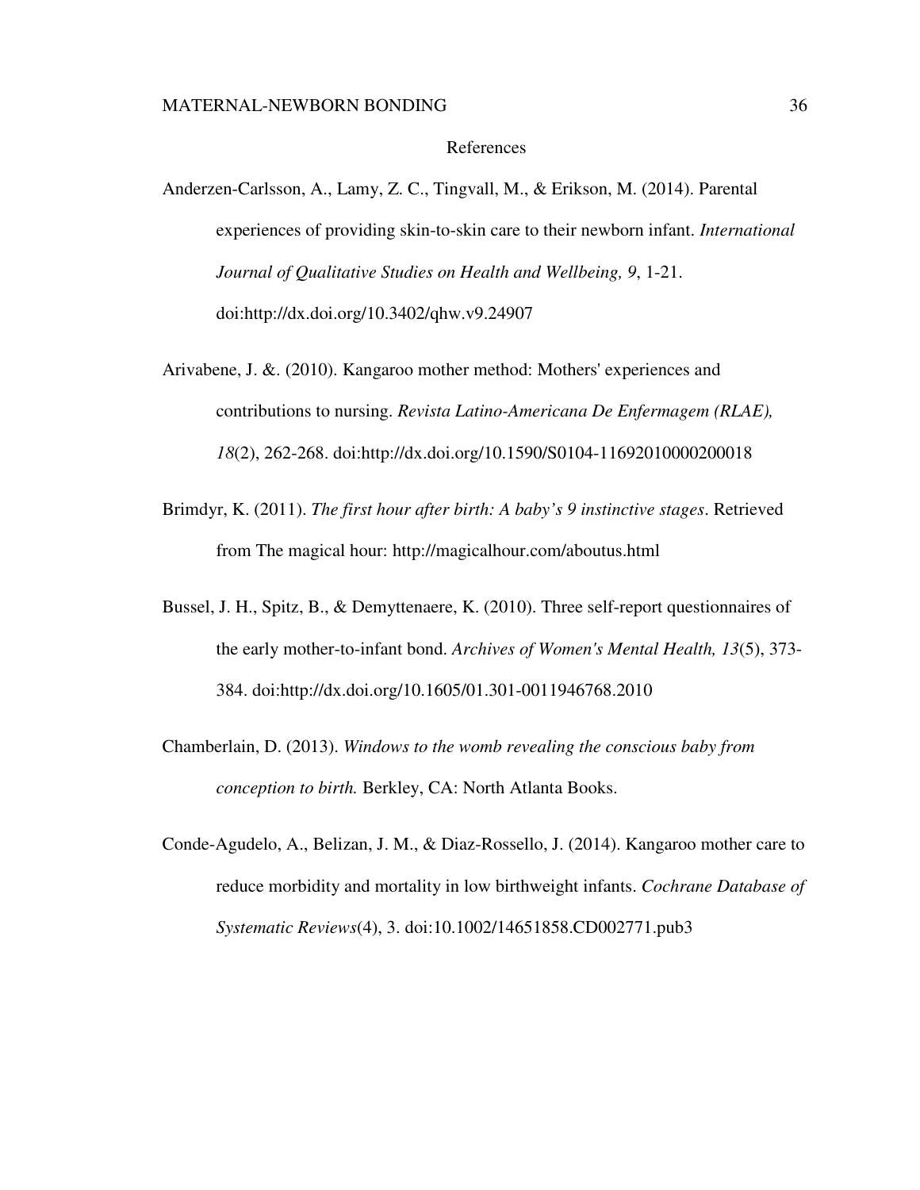# References

Anderzen-Carlsson, A., Lamy, Z. C., Tingvall, M., & Erikson, M. (2014). Parental experiences of providing skin-to-skin care to their newborn infant. *International Journal of Qualitative Studies on Health and Wellbeing, 9*, 1-21. doi:http://dx.doi.org/10.3402/qhw.v9.24907

Arivabene, J. &. (2010). Kangaroo mother method: Mothers' experiences and contributions to nursing. *Revista Latino-Americana De Enfermagem (RLAE), 18*(2), 262-268. doi:http://dx.doi.org/10.1590/S0104-11692010000200018

Brimdyr, K. (2011). *The first hour after birth: A baby's 9 instinctive stages*. Retrieved from The magical hour: http://magicalhour.com/aboutus.html

Bussel, J. H., Spitz, B., & Demyttenaere, K. (2010). Three self-report questionnaires of the early mother-to-infant bond. *Archives of Women's Mental Health, 13*(5), 373-384. doi:http://dx.doi.org/10.1605/01.301-0011946768.2010

Chamberlain, D. (2013). *Windows to the womb revealing the conscious baby from conception to birth.* Berkley, CA: North Atlanta Books.

Conde-Agudelo, A., Belizan, J. M., & Diaz-Rossello, J. (2014). Kangaroo mother care to reduce morbidity and mortality in low birthweight infants. *Cochrane Database of Systematic Reviews*(4), 3. doi:10.1002/14651858.CD002771.pub3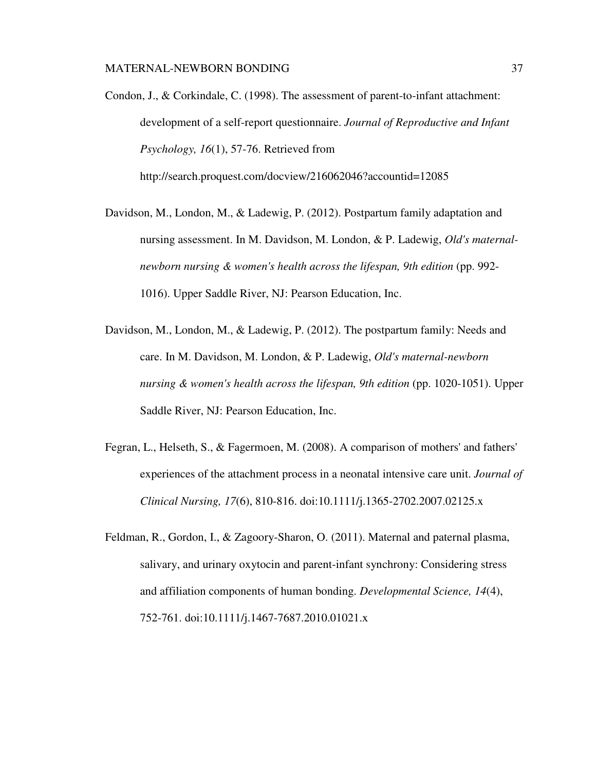Condon, J., & Corkindale, C. (1998). The assessment of parent-to-infant attachment: development of a self-report questionnaire. *Journal of Reproductive and Infant Psychology, 16*(1), 57-76. Retrieved from http://search.proquest.com/docview/216062046?accountid=12085

Davidson, M., London, M., & Ladewig, P. (2012). Postpartum family adaptation and nursing assessment. In M. Davidson, M. London, & P. Ladewig, *Old's maternal-newborn nursing & women's health across the lifespan, 9th edition* (pp. 992-1016). Upper Saddle River, NJ: Pearson Education, Inc.

Davidson, M., London, M., & Ladewig, P. (2012). The postpartum family: Needs and care. In M. Davidson, M. London, & P. Ladewig, *Old's maternal-newborn nursing & women's health across the lifespan, 9th edition* (pp. 1020-1051). Upper Saddle River, NJ: Pearson Education, Inc.

Fegran, L., Helseth, S., & Fagermoen, M. (2008). A comparison of mothers' and fathers' experiences of the attachment process in a neonatal intensive care unit. *Journal of Clinical Nursing, 17*(6), 810-816. doi:10.1111/j.1365-2702.2007.02125.x

Feldman, R., Gordon, I., & Zagoory-Sharon, O. (2011). Maternal and paternal plasma, salivary, and urinary oxytocin and parent-infant synchrony: Considering stress and affiliation components of human bonding. *Developmental Science, 14*(4), 752-761. doi:10.1111/j.1467-7687.2010.01021.x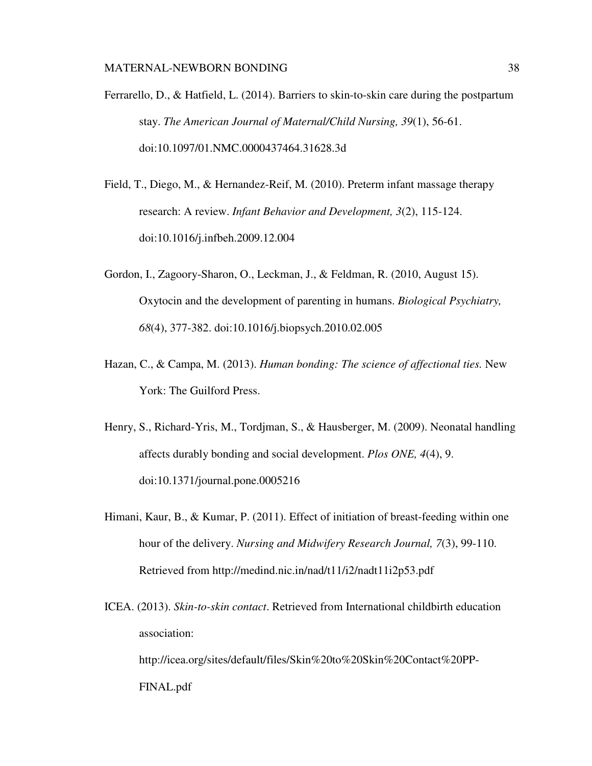Ferrarello, D., & Hatfield, L. (2014). Barriers to skin-to-skin care during the postpartum stay. *The American Journal of Maternal/Child Nursing, 39*(1), 56-61. doi:10.1097/01.NMC.0000437464.31628.3d

Field, T., Diego, M., & Hernandez-Reif, M. (2010). Preterm infant massage therapy research: A review. *Infant Behavior and Development, 3*(2), 115-124. doi:10.1016/j.infbeh.2009.12.004

Gordon, I., Zagoory-Sharon, O., Leckman, J., & Feldman, R. (2010, August 15). Oxytocin and the development of parenting in humans. *Biological Psychiatry, 68*(4), 377-382. doi:10.1016/j.biopsych.2010.02.005

Hazan, C., & Campa, M. (2013). *Human bonding: The science of affectional ties.* New York: The Guilford Press.

Henry, S., Richard-Yris, M., Tordjman, S., & Hausberger, M. (2009). Neonatal handling affects durably bonding and social development. *Plos ONE, 4*(4), 9. doi:10.1371/journal.pone.0005216

Himani, Kaur, B., & Kumar, P. (2011). Effect of initiation of breast-feeding within one hour of the delivery. *Nursing and Midwifery Research Journal, 7*(3), 99-110. Retrieved from http://medind.nic.in/nad/t11/i2/nadt11i2p53.pdf

ICEA. (2013). *Skin-to-skin contact*. Retrieved from International childbirth education association: http://icea.org/sites/default/files/Skin%20to%20Skin%20Contact%20PP-FINAL.pdf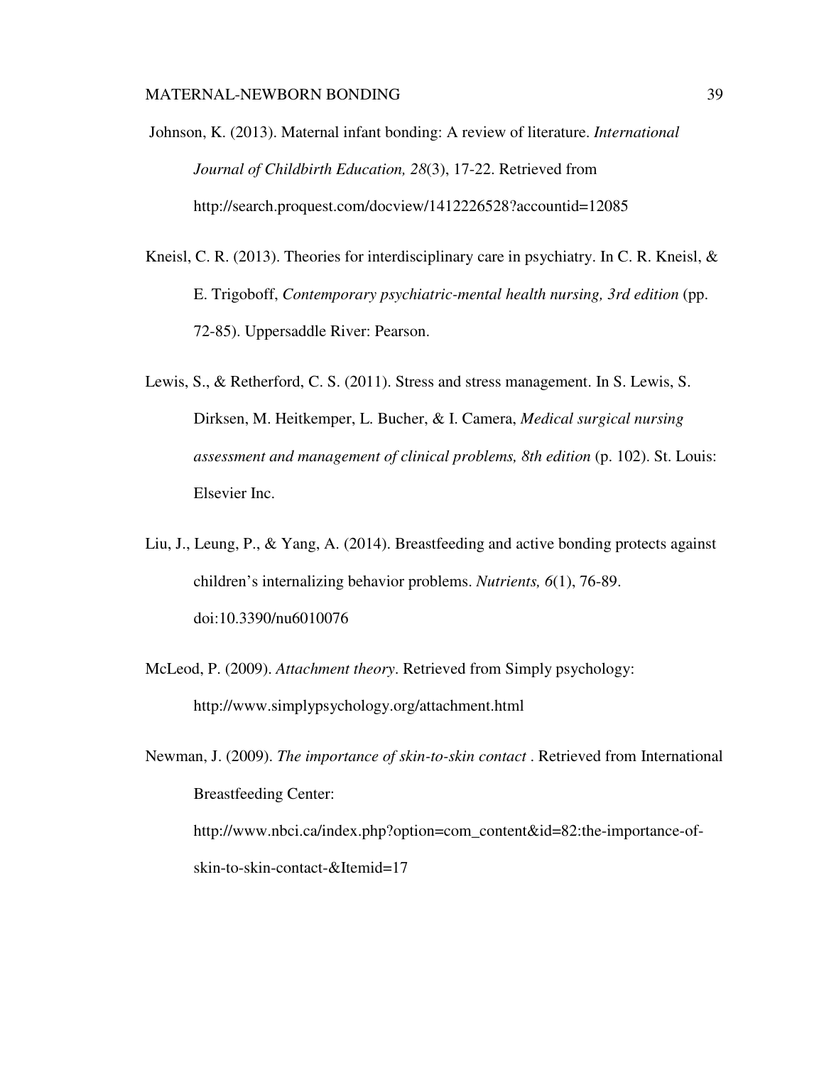Johnson, K. (2013). Maternal infant bonding: A review of literature. *International Journal of Childbirth Education, 28*(3), 17-22. Retrieved from http://search.proquest.com/docview/1412226528?accountid=12085

Kneisl, C. R. (2013). Theories for interdisciplinary care in psychiatry. In C. R. Kneisl, & E. Trigoboff, *Contemporary psychiatric-mental health nursing, 3rd edition* (pp. 72-85). Uppersaddle River: Pearson.

Lewis, S., & Retherford, C. S. (2011). Stress and stress management. In S. Lewis, S. Dirksen, M. Heitkemper, L. Bucher, & I. Camera, *Medical surgical nursing assessment and management of clinical problems, 8th edition* (p. 102). St. Louis: Elsevier Inc.

Liu, J., Leung, P., & Yang, A. (2014). Breastfeeding and active bonding protects against children's internalizing behavior problems. *Nutrients, 6*(1), 76-89. doi:10.3390/nu6010076

McLeod, P. (2009). *Attachment theory*. Retrieved from Simply psychology: http://www.simplypsychology.org/attachment.html

Newman, J. (2009). *The importance of skin-to-skin contact* . Retrieved from International Breastfeeding Center: http://www.nbci.ca/index.php?option=com_content&id=82:the-importance-of-skin-to-skin-contact-&Itemid=17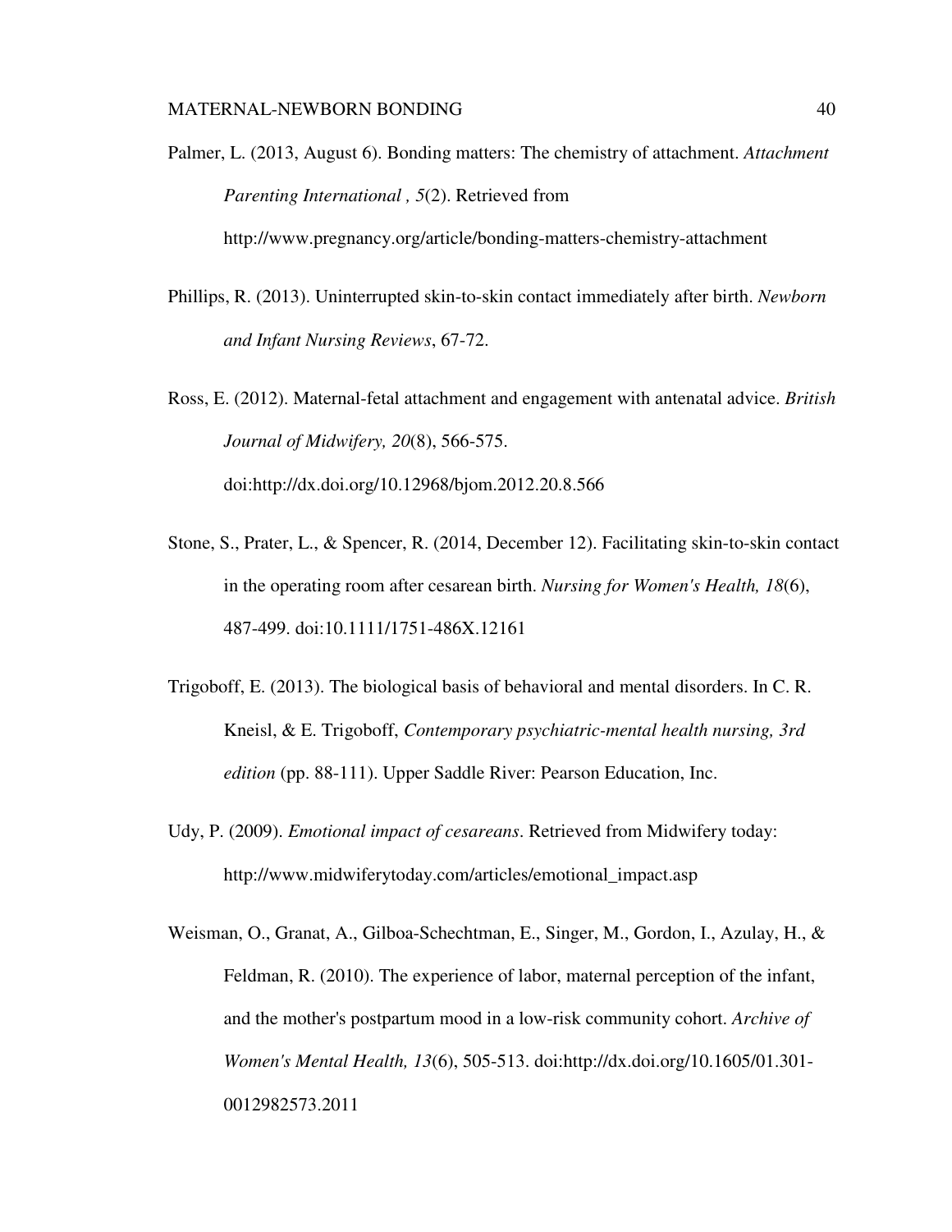Palmer, L. (2013, August 6). Bonding matters: The chemistry of attachment. *Attachment Parenting International , 5*(2). Retrieved from http://www.pregnancy.org/article/bonding-matters-chemistry-attachment

Phillips, R. (2013). Uninterrupted skin-to-skin contact immediately after birth. *Newborn and Infant Nursing Reviews*, 67-72.

Ross, E. (2012). Maternal-fetal attachment and engagement with antenatal advice. *British Journal of Midwifery, 20*(8), 566-575. doi:http://dx.doi.org/10.12968/bjom.2012.20.8.566

Stone, S., Prater, L., & Spencer, R. (2014, December 12). Facilitating skin-to-skin contact in the operating room after cesarean birth. *Nursing for Women's Health, 18*(6), 487-499. doi:10.1111/1751-486X.12161

Trigoboff, E. (2013). The biological basis of behavioral and mental disorders. In C. R. Kneisl, & E. Trigoboff, *Contemporary psychiatric-mental health nursing, 3rd edition* (pp. 88-111). Upper Saddle River: Pearson Education, Inc.

Udy, P. (2009). *Emotional impact of cesareans*. Retrieved from Midwifery today: http://www.midwiferytoday.com/articles/emotional_impact.asp

Weisman, O., Granat, A., Gilboa-Schechtman, E., Singer, M., Gordon, I., Azulay, H., & Feldman, R. (2010). The experience of labor, maternal perception of the infant, and the mother's postpartum mood in a low-risk community cohort. *Archive of Women's Mental Health, 13*(6), 505-513. doi:http://dx.doi.org/10.1605/01.301-0012982573.2011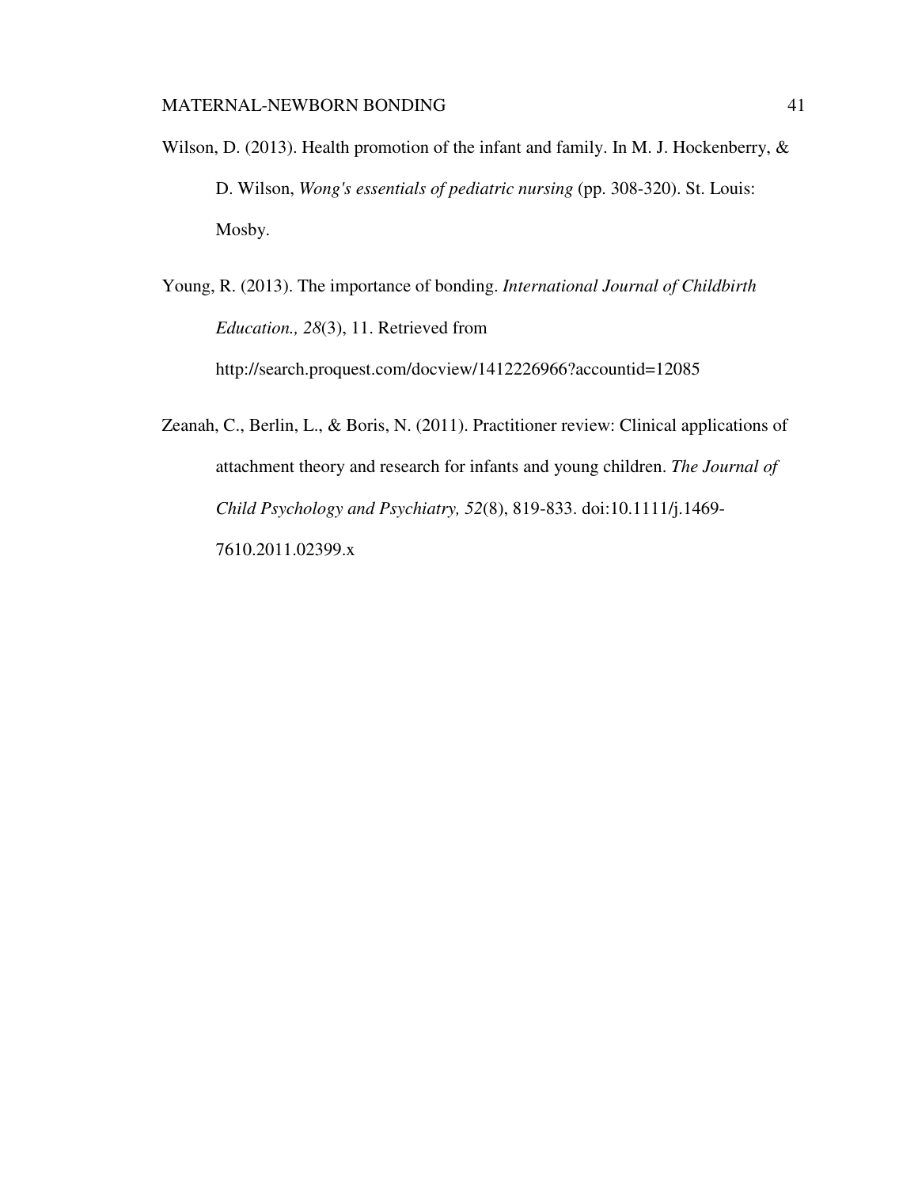Wilson, D. (2013). Health promotion of the infant and family. In M. J. Hockenberry, & D. Wilson, *Wong's essentials of pediatric nursing* (pp. 308-320). St. Louis: Mosby.

Young, R. (2013). The importance of bonding. *International Journal of Childbirth Education., 28*(3), 11. Retrieved from http://search.proquest.com/docview/1412226966?accountid=12085

Zeanah, C., Berlin, L., & Boris, N. (2011). Practitioner review: Clinical applications of attachment theory and research for infants and young children. *The Journal of Child Psychology and Psychiatry, 52*(8), 819-833. doi:10.1111/j.1469-7610.2011.02399.x